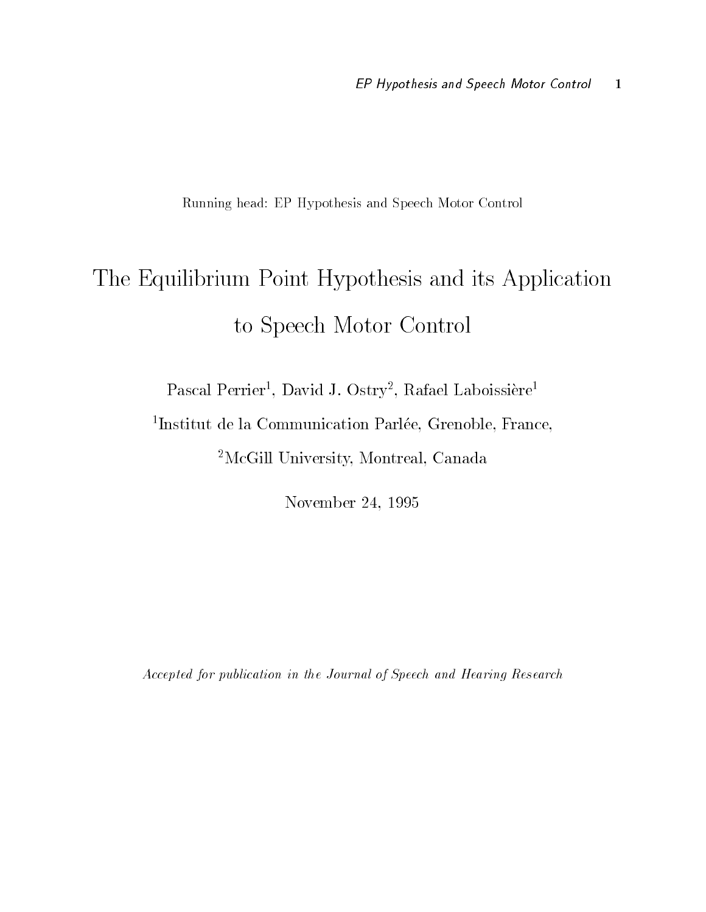Running head: EP Hypothesis and Speech Motor Control

# The Equilibrium Point Hypothesis and its Application to Speech Motor Control

Pascal Perrier[1], David J. Ostry[2], Rafael Laboissière[1]

[1]Institut de la Communication Parlée, Grenoble, France,

[2]McGill University, Montreal, Canada

November 24, 1995

*Accepted for publication in the Journal of Speech and Hearing Research*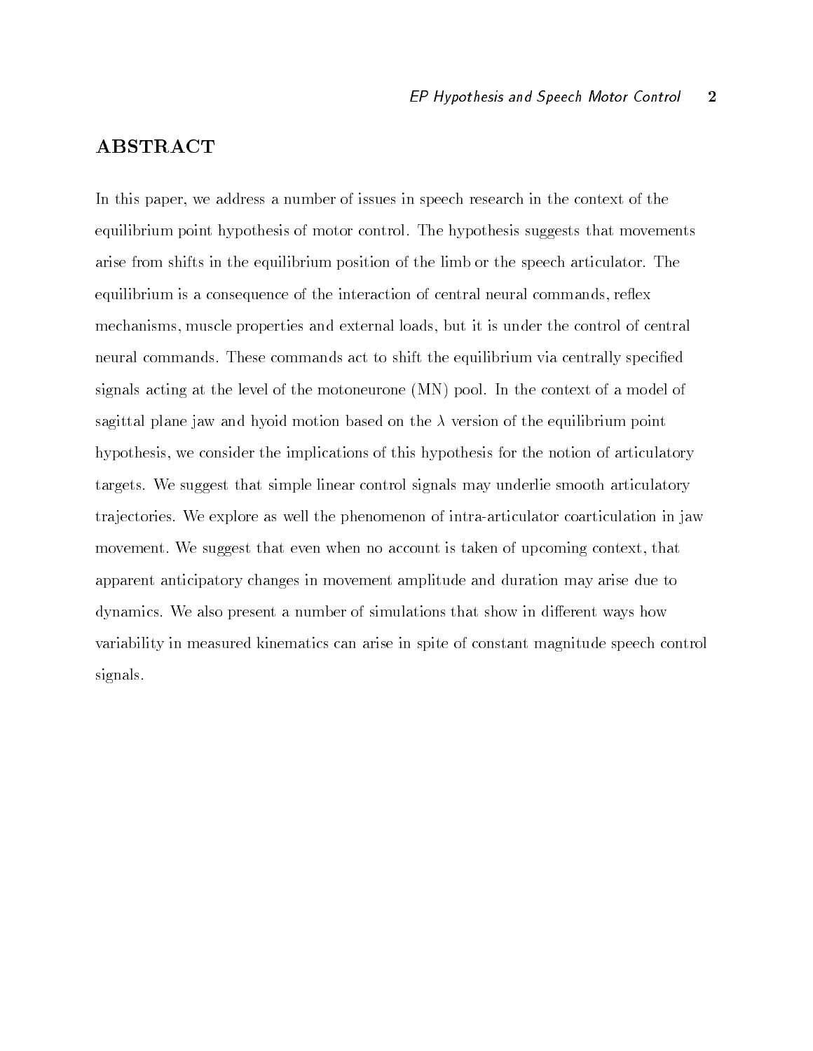## ABSTRACT

In this paper, we address a number of issues in speech research in the context of the equilibrium point hypothesis of motor control. The hypothesis suggests that movements arise from shifts in the equilibrium position of the limb or the speech articulator. The equilibrium is a consequence of the interaction of central neural commands, reflex mechanisms, muscle properties and external loads, but it is under the control of central neural commands. These commands act to shift the equilibrium via centrally specified signals acting at the level of the motoneurone (MN) pool. In the context of a model of sagittal plane jaw and hyoid motion based on the $\lambda$ version of the equilibrium point hypothesis, we consider the implications of this hypothesis for the notion of articulatory targets. We suggest that simple linear control signals may underlie smooth articulatory trajectories. We explore as well the phenomenon of intra-articulator coarticulation in jaw movement. We suggest that even when no account is taken of upcoming context, that apparent anticipatory changes in movement amplitude and duration may arise due to dynamics. We also present a number of simulations that show in different ways how variability in measured kinematics can arise in spite of constant magnitude speech control signals.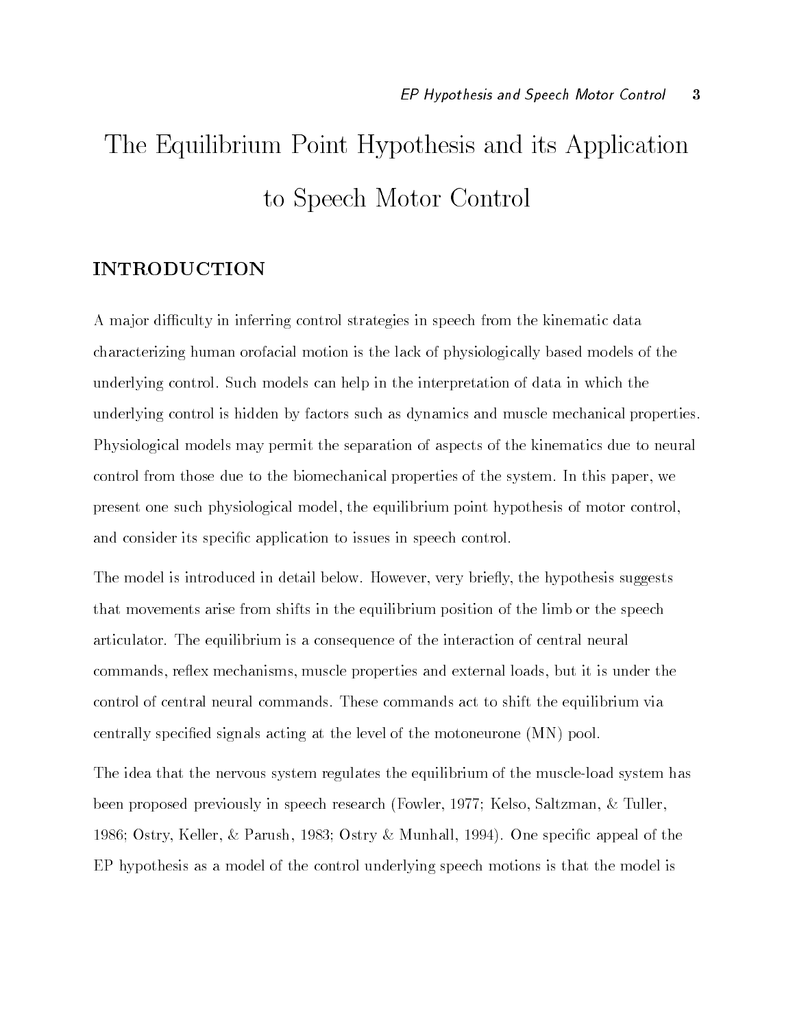# The Equilibrium Point Hypothesis and its Application to Speech Motor Control

## INTRODUCTION

A major difficulty in inferring control strategies in speech from the kinematic data characterizing human orofacial motion is the lack of physiologically based models of the underlying control. Such models can help in the interpretation of data in which the underlying control is hidden by factors such as dynamics and muscle mechanical properties. Physiological models may permit the separation of aspects of the kinematics due to neural control from those due to the biomechanical properties of the system. In this paper, we present one such physiological model, the equilibrium point hypothesis of motor control, and consider its specific application to issues in speech control.

The model is introduced in detail below. However, very briefly, the hypothesis suggests that movements arise from shifts in the equilibrium position of the limb or the speech articulator. The equilibrium is a consequence of the interaction of central neural commands, reflex mechanisms, muscle properties and external loads, but it is under the control of central neural commands. These commands act to shift the equilibrium via centrally specified signals acting at the level of the motoneurone (MN) pool.

The idea that the nervous system regulates the equilibrium of the muscle-load system has been proposed previously in speech research (Fowler, 1977; Kelso, Saltzman, & Tuller, 1986; Ostry, Keller, & Parush, 1983; Ostry & Munhall, 1994). One specific appeal of the EP hypothesis as a model of the control underlying speech motions is that the model is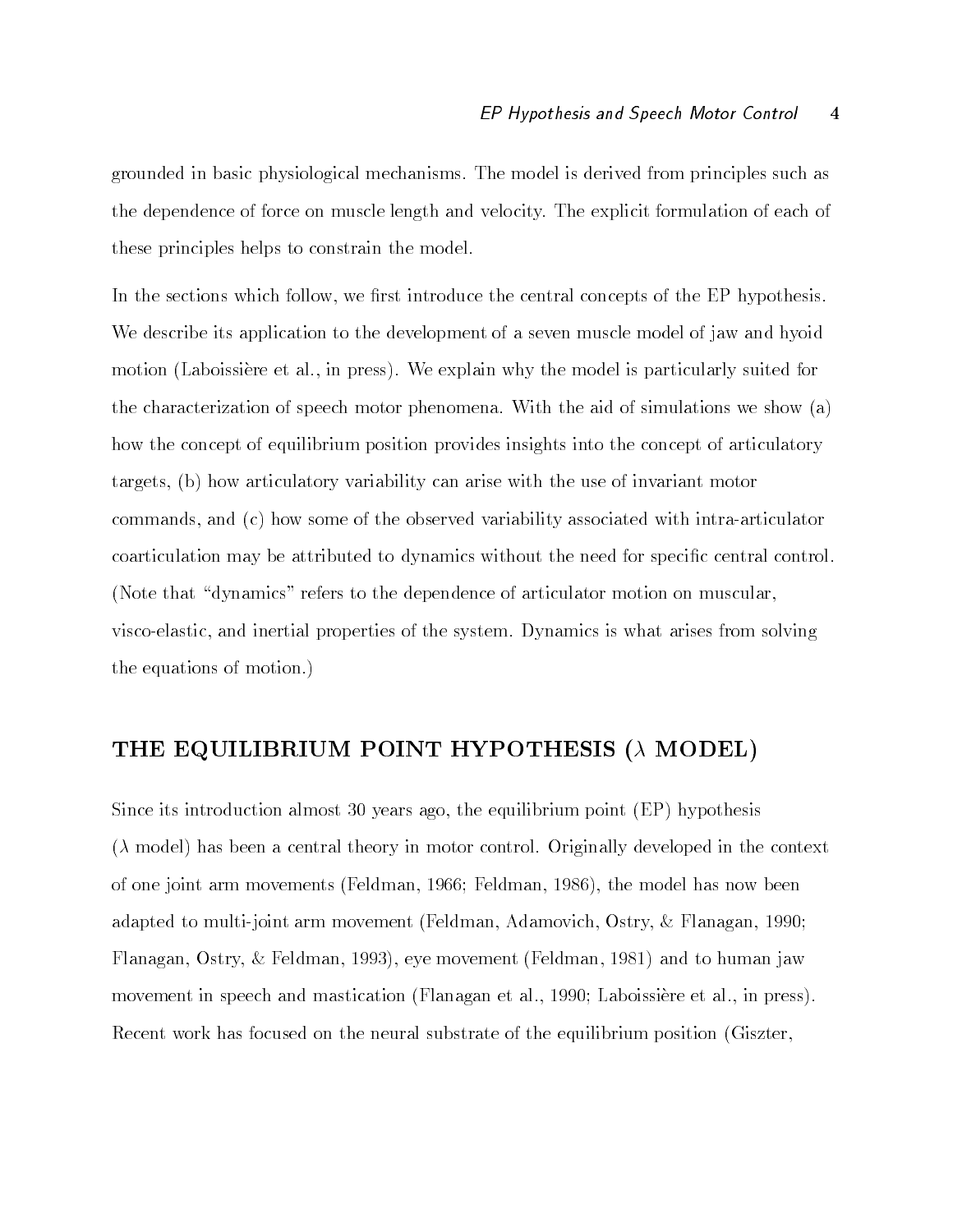grounded in basic physiological mechanisms. The model is derived from principles such as the dependence of force on muscle length and velocity. The explicit formulation of each of these principles helps to constrain the model.

In the sections which follow, we first introduce the central concepts of the EP hypothesis. We describe its application to the development of a seven muscle model of jaw and hyoid motion (Laboissière et al., in press). We explain why the model is particularly suited for the characterization of speech motor phenomena. With the aid of simulations we show (a) how the concept of equilibrium position provides insights into the concept of articulatory targets, (b) how articulatory variability can arise with the use of invariant motor commands, and (c) how some of the observed variability associated with intra-articulator coarticulation may be attributed to dynamics without the need for specific central control. (Note that "dynamics" refers to the dependence of articulator motion on muscular, visco-elastic, and inertial properties of the system. Dynamics is what arises from solving the equations of motion.)

## THE EQUILIBRIUM POINT HYPOTHESIS ($\lambda$ MODEL)

Since its introduction almost 30 years ago, the equilibrium point (EP) hypothesis ($\lambda$ model) has been a central theory in motor control. Originally developed in the context of one joint arm movements (Feldman, 1966; Feldman, 1986), the model has now been adapted to multi-joint arm movement (Feldman, Adamovich, Ostry, & Flanagan, 1990; Flanagan, Ostry, & Feldman, 1993), eye movement (Feldman, 1981) and to human jaw movement in speech and mastication (Flanagan et al., 1990; Laboissière et al., in press). Recent work has focused on the neural substrate of the equilibrium position (Giszter,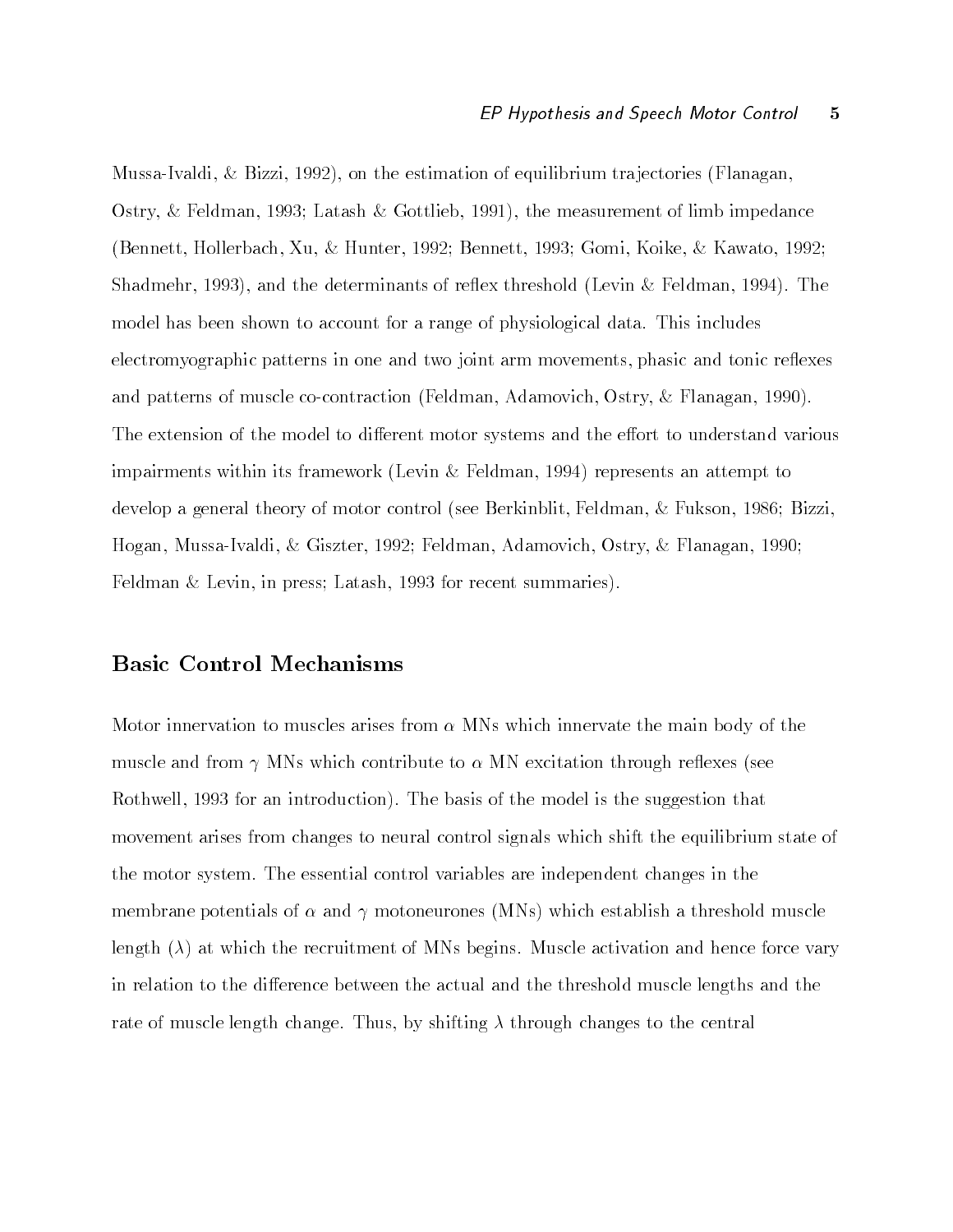Mussa-Ivaldi, & Bizzi, 1992), on the estimation of equilibrium trajectories (Flanagan, Ostry, & Feldman, 1993; Latash & Gottlieb, 1991), the measurement of limb impedance (Bennett, Hollerbach, Xu, & Hunter, 1992; Bennett, 1993; Gomi, Koike, & Kawato, 1992; Shadmehr, 1993), and the determinants of reflex threshold (Levin & Feldman, 1994). The model has been shown to account for a range of physiological data. This includes electromyographic patterns in one and two joint arm movements, phasic and tonic reflexes and patterns of muscle co-contraction (Feldman, Adamovich, Ostry, & Flanagan, 1990). The extension of the model to different motor systems and the effort to understand various impairments within its framework (Levin & Feldman, 1994) represents an attempt to develop a general theory of motor control (see Berkinblit, Feldman, & Fukson, 1986; Bizzi, Hogan, Mussa-Ivaldi, & Giszter, 1992; Feldman, Adamovich, Ostry, & Flanagan, 1990; Feldman & Levin, in press; Latash, 1993 for recent summaries).

## Basic Control Mechanisms

Motor innervation to muscles arises from $\alpha$ MNs which innervate the main body of the muscle and from $\gamma$ MNs which contribute to $\alpha$ MN excitation through reflexes (see Rothwell, 1993 for an introduction). The basis of the model is the suggestion that movement arises from changes to neural control signals which shift the equilibrium state of the motor system. The essential control variables are independent changes in the membrane potentials of $\alpha$ and $\gamma$ motoneurones (MNs) which establish a threshold muscle length ($\lambda$) at which the recruitment of MNs begins. Muscle activation and hence force vary in relation to the difference between the actual and the threshold muscle lengths and the rate of muscle length change. Thus, by shifting $\lambda$ through changes to the central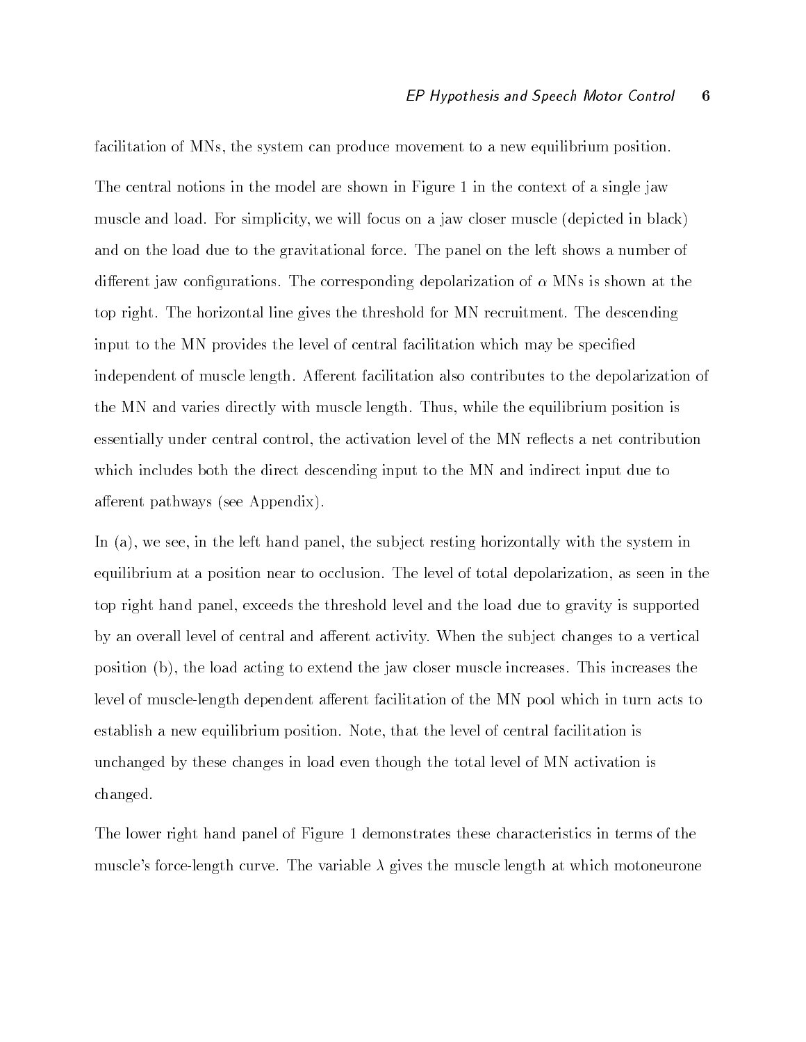facilitation of MNs, the system can produce movement to a new equilibrium position.

The central notions in the model are shown in Figure 1 in the context of a single jaw muscle and load. For simplicity, we will focus on a jaw closer muscle (depicted in black) and on the load due to the gravitational force. The panel on the left shows a number of different jaw configurations. The corresponding depolarization of $\alpha$ MNs is shown at the top right. The horizontal line gives the threshold for MN recruitment. The descending input to the MN provides the level of central facilitation which may be specified independent of muscle length. Afferent facilitation also contributes to the depolarization of the MN and varies directly with muscle length. Thus, while the equilibrium position is essentially under central control, the activation level of the MN reflects a net contribution which includes both the direct descending input to the MN and indirect input due to afferent pathways (see Appendix).

In (a), we see, in the left hand panel, the subject resting horizontally with the system in equilibrium at a position near to occlusion. The level of total depolarization, as seen in the top right hand panel, exceeds the threshold level and the load due to gravity is supported by an overall level of central and afferent activity. When the subject changes to a vertical position (b), the load acting to extend the jaw closer muscle increases. This increases the level of muscle-length dependent afferent facilitation of the MN pool which in turn acts to establish a new equilibrium position. Note, that the level of central facilitation is unchanged by these changes in load even though the total level of MN activation is changed.

The lower right hand panel of Figure 1 demonstrates these characteristics in terms of the muscle's force-length curve. The variable $\lambda$ gives the muscle length at which motoneurone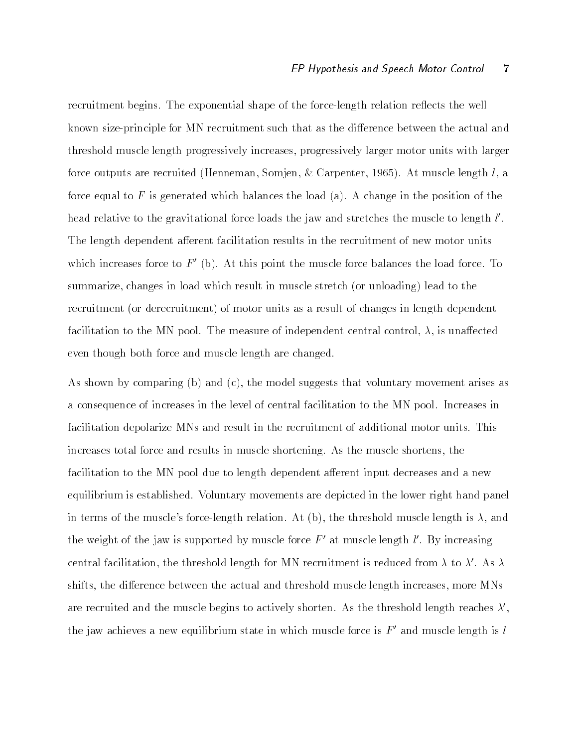recruitment begins. The exponential shape of the force-length relation reflects the well known size-principle for MN recruitment such that as the difference between the actual and threshold muscle length progressively increases, progressively larger motor units with larger force outputs are recruited (Henneman, Somjen, & Carpenter, 1965). At muscle length $l$, a force equal to $F$ is generated which balances the load (a). A change in the position of the head relative to the gravitational force loads the jaw and stretches the muscle to length $l'$. The length dependent afferent facilitation results in the recruitment of new motor units which increases force to $F'$ (b). At this point the muscle force balances the load force. To summarize, changes in load which result in muscle stretch (or unloading) lead to the recruitment (or derecruitment) of motor units as a result of changes in length dependent facilitation to the MN pool. The measure of independent central control, $\lambda$, is unaffected even though both force and muscle length are changed.

As shown by comparing (b) and (c), the model suggests that voluntary movement arises as a consequence of increases in the level of central facilitation to the MN pool. Increases in facilitation depolarize MNs and result in the recruitment of additional motor units. This increases total force and results in muscle shortening. As the muscle shortens, the facilitation to the MN pool due to length dependent afferent input decreases and a new equilibrium is established. Voluntary movements are depicted in the lower right hand panel in terms of the muscle's force-length relation. At (b), the threshold muscle length is $\lambda$, and the weight of the jaw is supported by muscle force $F'$ at muscle length $l'$. By increasing central facilitation, the threshold length for MN recruitment is reduced from $\lambda$ to $\lambda'$. As $\lambda$ shifts, the difference between the actual and threshold muscle length increases, more MNs are recruited and the muscle begins to actively shorten. As the threshold length reaches $\lambda'$, the jaw achieves a new equilibrium state in which muscle force is $F'$ and muscle length is $l$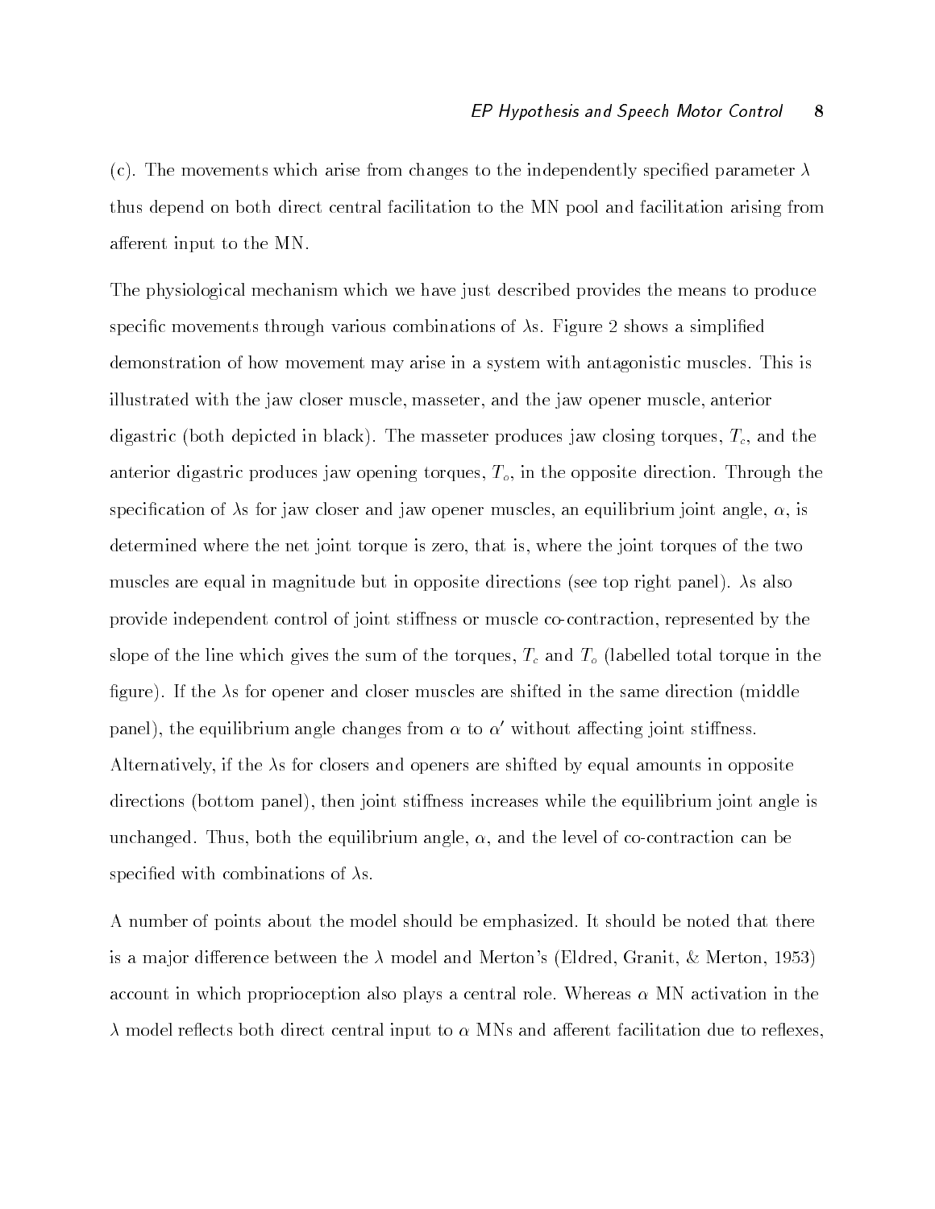(c). The movements which arise from changes to the independently specified parameter $\lambda$ thus depend on both direct central facilitation to the MN pool and facilitation arising from afferent input to the MN.

The physiological mechanism which we have just described provides the means to produce specific movements through various combinations of $\lambda$s. Figure 2 shows a simplified demonstration of how movement may arise in a system with antagonistic muscles. This is illustrated with the jaw closer muscle, masseter, and the jaw opener muscle, anterior digastric (both depicted in black). The masseter produces jaw closing torques, $T_c$, and the anterior digastric produces jaw opening torques, $T_o$, in the opposite direction. Through the specification of $\lambda$s for jaw closer and jaw opener muscles, an equilibrium joint angle, $\alpha$, is determined where the net joint torque is zero, that is, where the joint torques of the two muscles are equal in magnitude but in opposite directions (see top right panel). $\lambda$s also provide independent control of joint stiffness or muscle co-contraction, represented by the slope of the line which gives the sum of the torques, $T_c$ and $T_o$ (labelled total torque in the figure). If the $\lambda$s for opener and closer muscles are shifted in the same direction (middle panel), the equilibrium angle changes from $\alpha$ to $\alpha'$ without affecting joint stiffness. Alternatively, if the $\lambda$s for closers and openers are shifted by equal amounts in opposite directions (bottom panel), then joint stiffness increases while the equilibrium joint angle is unchanged. Thus, both the equilibrium angle, $\alpha$, and the level of co-contraction can be specified with combinations of $\lambda$s.

A number of points about the model should be emphasized. It should be noted that there is a major difference between the $\lambda$ model and Merton's (Eldred, Granit, & Merton, 1953) account in which proprioception also plays a central role. Whereas $\alpha$ MN activation in the $\lambda$ model reflects both direct central input to $\alpha$ MNs and afferent facilitation due to reflexes,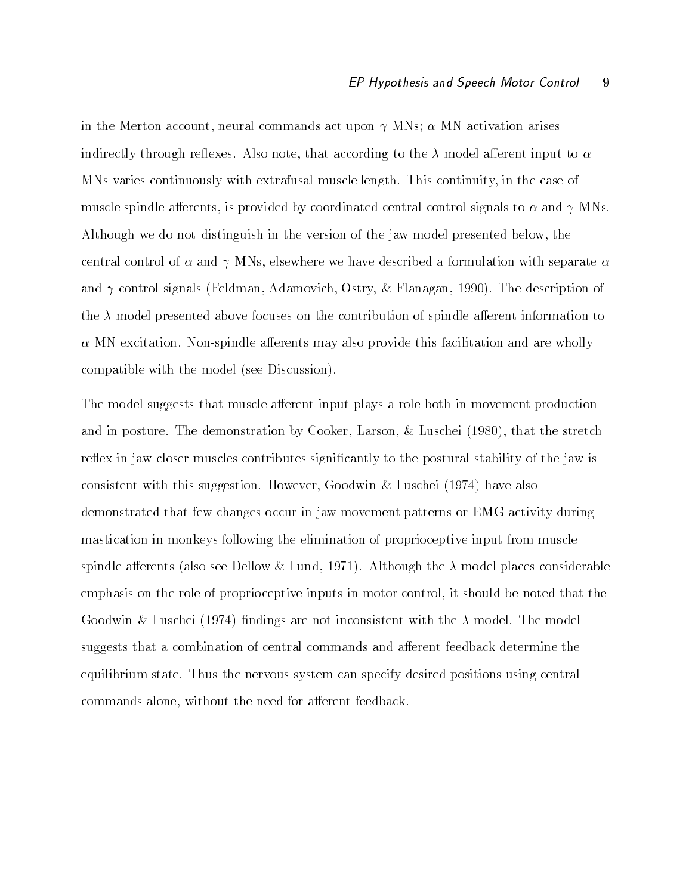in the Merton account, neural commands act upon $\gamma$ MNs; $\alpha$ MN activation arises indirectly through reflexes. Also note, that according to the $\lambda$ model afferent input to $\alpha$ MNs varies continuously with extrafusal muscle length. This continuity, in the case of muscle spindle afferents, is provided by coordinated central control signals to $\alpha$ and $\gamma$ MNs. Although we do not distinguish in the version of the jaw model presented below, the central control of $\alpha$ and $\gamma$ MNs, elsewhere we have described a formulation with separate $\alpha$ and $\gamma$ control signals (Feldman, Adamovich, Ostry, & Flanagan, 1990). The description of the $\lambda$ model presented above focuses on the contribution of spindle afferent information to $\alpha$ MN excitation. Non-spindle afferents may also provide this facilitation and are wholly compatible with the model (see Discussion).

The model suggests that muscle afferent input plays a role both in movement production and in posture. The demonstration by Cooker, Larson, & Luschei (1980), that the stretch reflex in jaw closer muscles contributes significantly to the postural stability of the jaw is consistent with this suggestion. However, Goodwin & Luschei (1974) have also demonstrated that few changes occur in jaw movement patterns or EMG activity during mastication in monkeys following the elimination of proprioceptive input from muscle spindle afferents (also see Dellow & Lund, 1971). Although the $\lambda$ model places considerable emphasis on the role of proprioceptive inputs in motor control, it should be noted that the Goodwin & Luschei (1974) findings are not inconsistent with the $\lambda$ model. The model suggests that a combination of central commands and afferent feedback determine the equilibrium state. Thus the nervous system can specify desired positions using central commands alone, without the need for afferent feedback.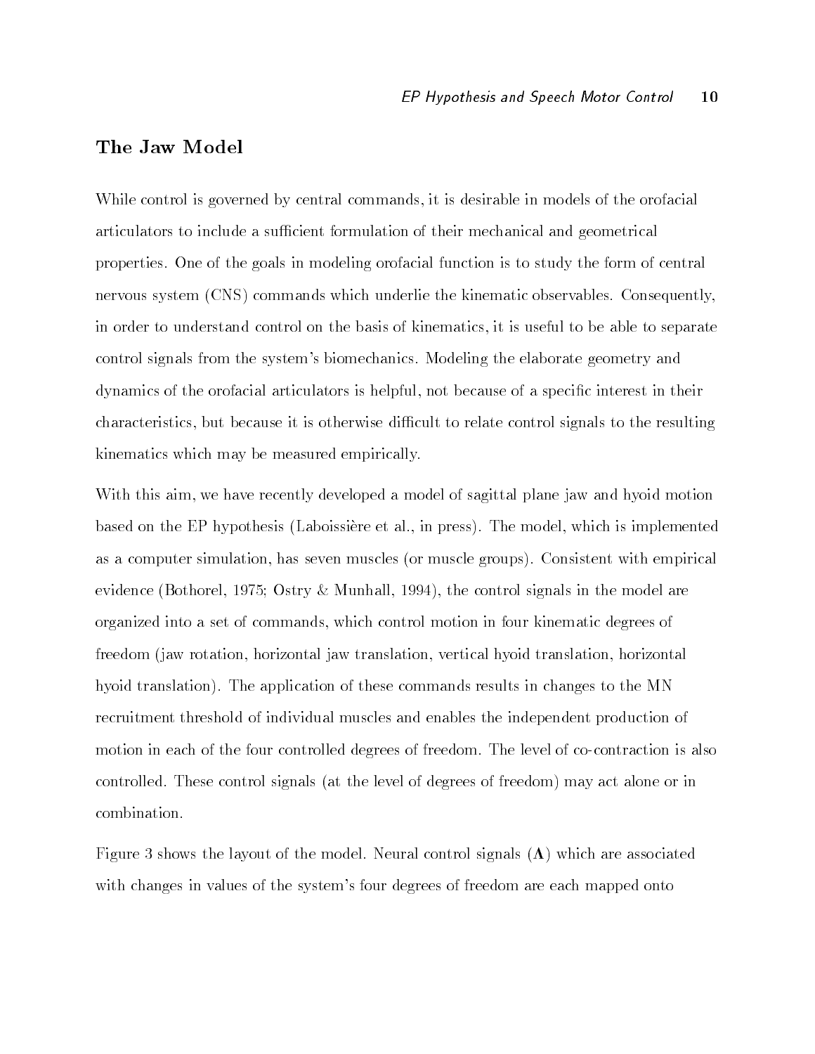## The Jaw Model

While control is governed by central commands, it is desirable in models of the orofacial articulators to include a sufficient formulation of their mechanical and geometrical properties. One of the goals in modeling orofacial function is to study the form of central nervous system (CNS) commands which underlie the kinematic observables. Consequently, in order to understand control on the basis of kinematics, it is useful to be able to separate control signals from the system's biomechanics. Modeling the elaborate geometry and dynamics of the orofacial articulators is helpful, not because of a specific interest in their characteristics, but because it is otherwise difficult to relate control signals to the resulting kinematics which may be measured empirically.

With this aim, we have recently developed a model of sagittal plane jaw and hyoid motion based on the EP hypothesis (Laboissière et al., in press). The model, which is implemented as a computer simulation, has seven muscles (or muscle groups). Consistent with empirical evidence (Bothorel, 1975; Ostry & Munhall, 1994), the control signals in the model are organized into a set of commands, which control motion in four kinematic degrees of freedom (jaw rotation, horizontal jaw translation, vertical hyoid translation, horizontal hyoid translation). The application of these commands results in changes to the MN recruitment threshold of individual muscles and enables the independent production of motion in each of the four controlled degrees of freedom. The level of co-contraction is also controlled. These control signals (at the level of degrees of freedom) may act alone or in combination.

Figure 3 shows the layout of the model. Neural control signals ($\mathbf{\Lambda}$) which are associated with changes in values of the system's four degrees of freedom are each mapped onto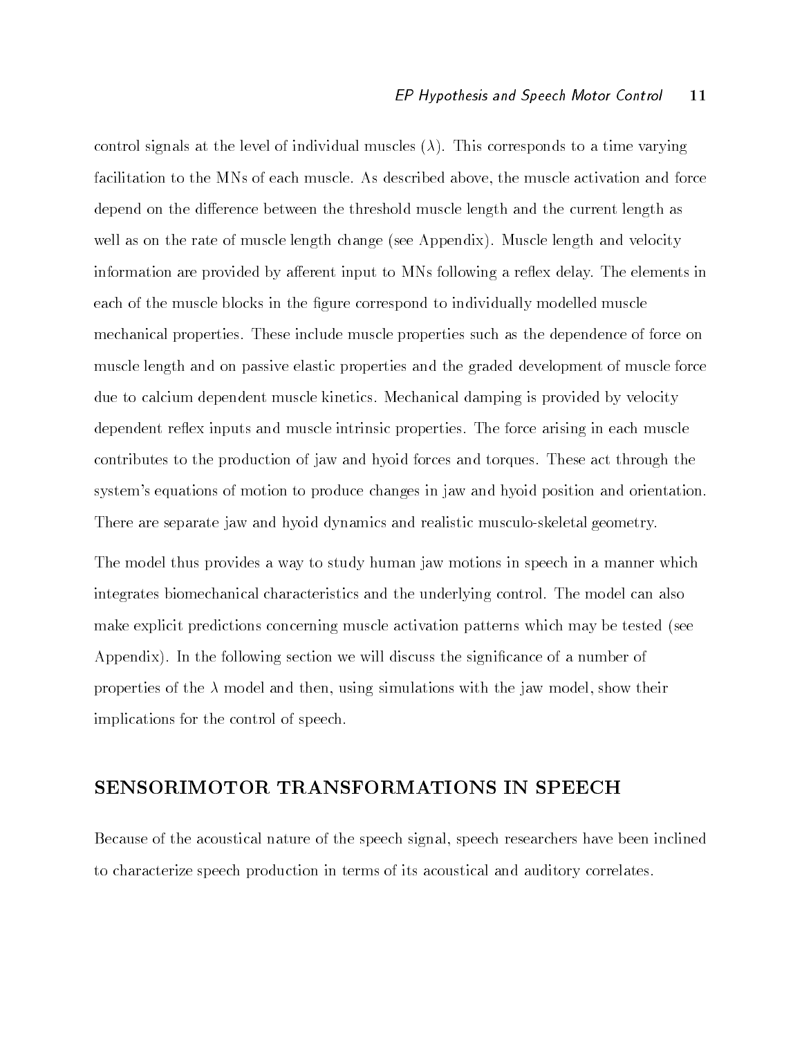control signals at the level of individual muscles ($\lambda$). This corresponds to a time varying facilitation to the MNs of each muscle. As described above, the muscle activation and force depend on the difference between the threshold muscle length and the current length as well as on the rate of muscle length change (see Appendix). Muscle length and velocity information are provided by afferent input to MNs following a reflex delay. The elements in each of the muscle blocks in the figure correspond to individually modelled muscle mechanical properties. These include muscle properties such as the dependence of force on muscle length and on passive elastic properties and the graded development of muscle force due to calcium dependent muscle kinetics. Mechanical damping is provided by velocity dependent reflex inputs and muscle intrinsic properties. The force arising in each muscle contributes to the production of jaw and hyoid forces and torques. These act through the system's equations of motion to produce changes in jaw and hyoid position and orientation. There are separate jaw and hyoid dynamics and realistic musculo-skeletal geometry.

The model thus provides a way to study human jaw motions in speech in a manner which integrates biomechanical characteristics and the underlying control. The model can also make explicit predictions concerning muscle activation patterns which may be tested (see Appendix). In the following section we will discuss the significance of a number of properties of the $\lambda$ model and then, using simulations with the jaw model, show their implications for the control of speech.

## SENSORIMOTOR TRANSFORMATIONS IN SPEECH

Because of the acoustical nature of the speech signal, speech researchers have been inclined to characterize speech production in terms of its acoustical and auditory correlates.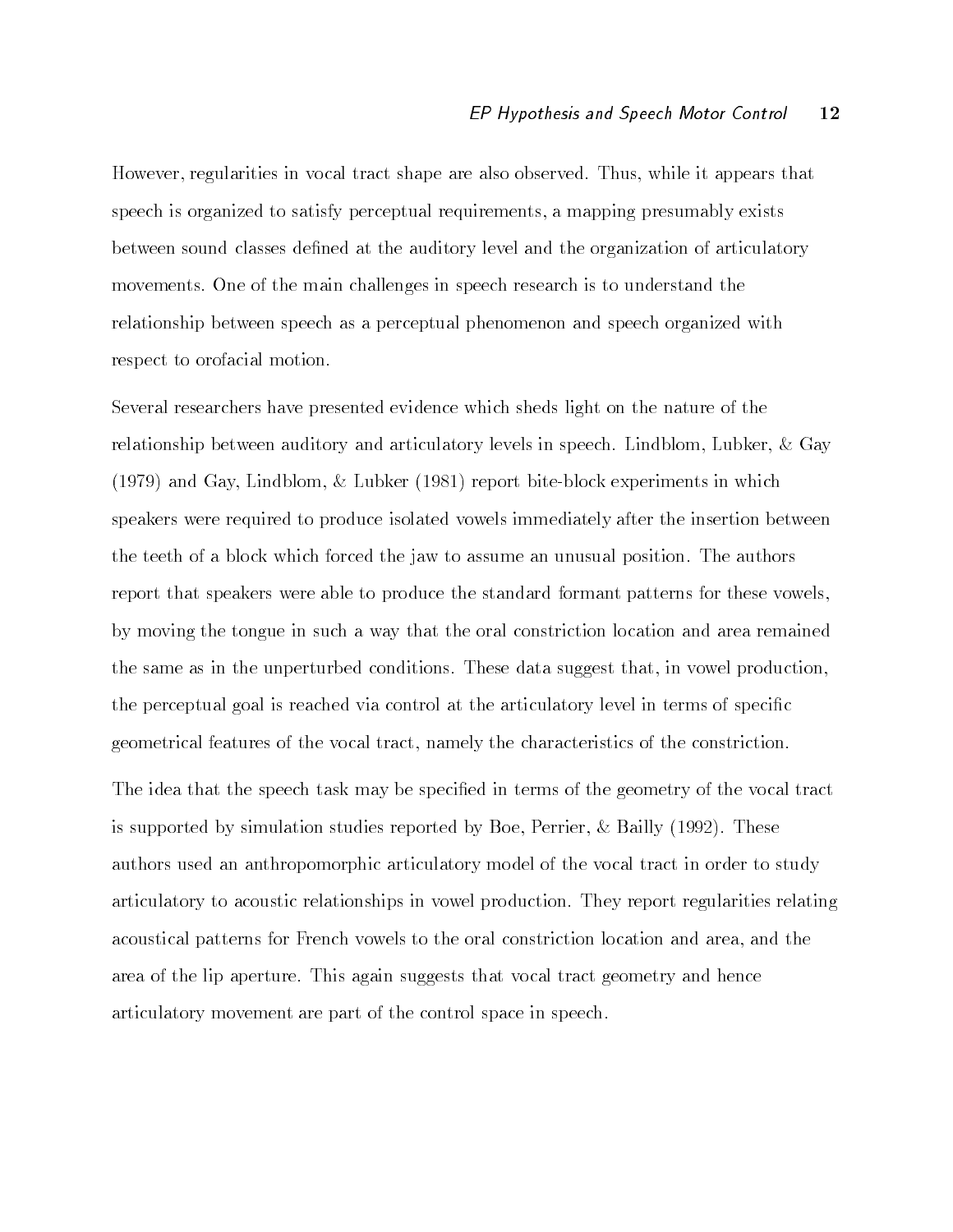However, regularities in vocal tract shape are also observed. Thus, while it appears that speech is organized to satisfy perceptual requirements, a mapping presumably exists between sound classes defined at the auditory level and the organization of articulatory movements. One of the main challenges in speech research is to understand the relationship between speech as a perceptual phenomenon and speech organized with respect to orofacial motion.

Several researchers have presented evidence which sheds light on the nature of the relationship between auditory and articulatory levels in speech. Lindblom, Lubker, & Gay (1979) and Gay, Lindblom, & Lubker (1981) report bite-block experiments in which speakers were required to produce isolated vowels immediately after the insertion between the teeth of a block which forced the jaw to assume an unusual position. The authors report that speakers were able to produce the standard formant patterns for these vowels, by moving the tongue in such a way that the oral constriction location and area remained the same as in the unperturbed conditions. These data suggest that, in vowel production, the perceptual goal is reached via control at the articulatory level in terms of specific geometrical features of the vocal tract, namely the characteristics of the constriction.

The idea that the speech task may be specified in terms of the geometry of the vocal tract is supported by simulation studies reported by Boe, Perrier, & Bailly (1992). These authors used an anthropomorphic articulatory model of the vocal tract in order to study articulatory to acoustic relationships in vowel production. They report regularities relating acoustical patterns for French vowels to the oral constriction location and area, and the area of the lip aperture. This again suggests that vocal tract geometry and hence articulatory movement are part of the control space in speech.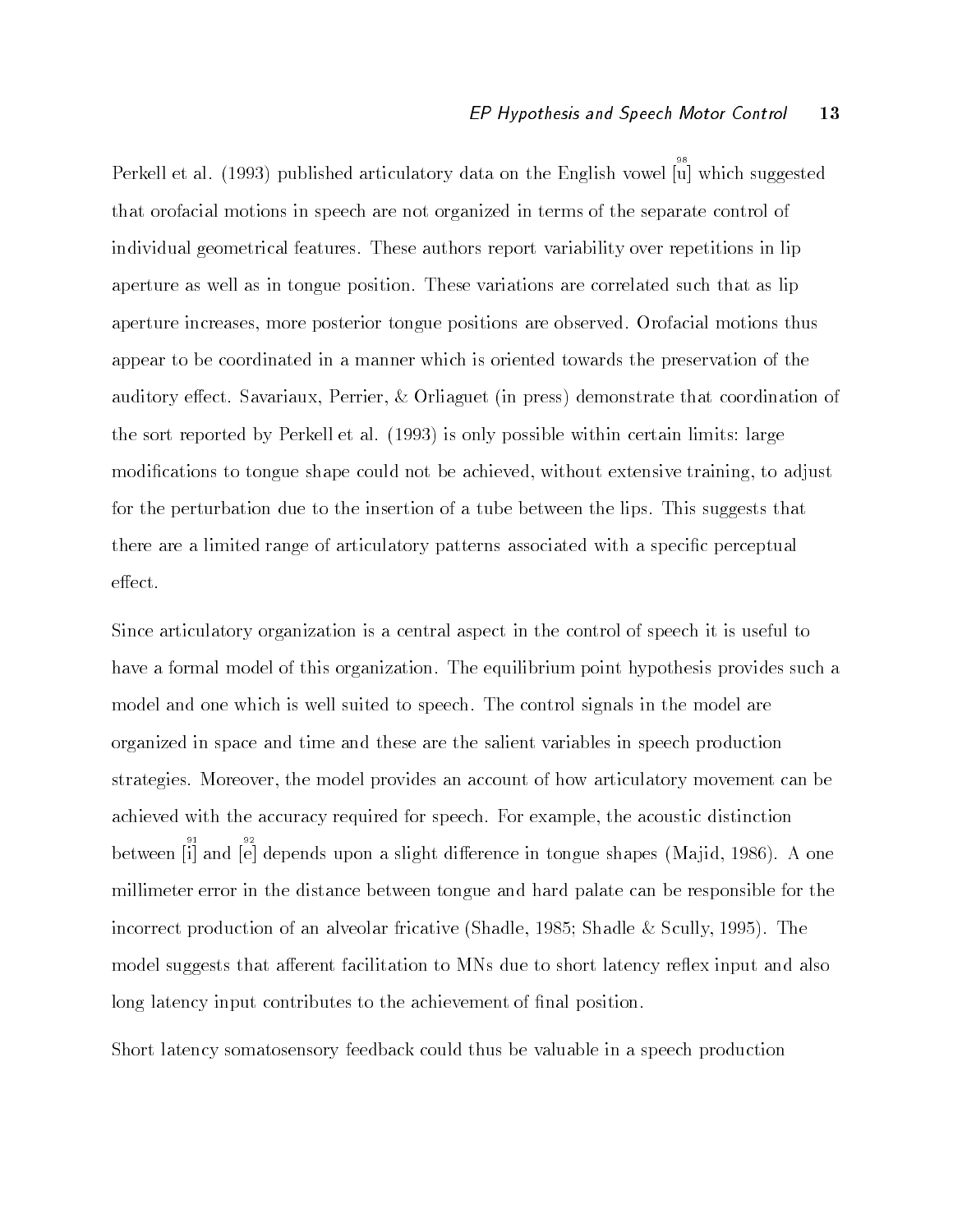Perkell et al. (1993) published articulatory data on the English vowel [u] which suggested that orofacial motions in speech are not organized in terms of the separate control of individual geometrical features. These authors report variability over repetitions in lip aperture as well as in tongue position. These variations are correlated such that as lip aperture increases, more posterior tongue positions are observed. Orofacial motions thus appear to be coordinated in a manner which is oriented towards the preservation of the auditory effect. Savariaux, Perrier, & Orliaguet (in press) demonstrate that coordination of the sort reported by Perkell et al. (1993) is only possible within certain limits: large modifications to tongue shape could not be achieved, without extensive training, to adjust for the perturbation due to the insertion of a tube between the lips. This suggests that there are a limited range of articulatory patterns associated with a specific perceptual effect.

Since articulatory organization is a central aspect in the control of speech it is useful to have a formal model of this organization. The equilibrium point hypothesis provides such a model and one which is well suited to speech. The control signals in the model are organized in space and time and these are the salient variables in speech production strategies. Moreover, the model provides an account of how articulatory movement can be achieved with the accuracy required for speech. For example, the acoustic distinction between [i] and [e] depends upon a slight difference in tongue shapes (Majid, 1986). A one millimeter error in the distance between tongue and hard palate can be responsible for the incorrect production of an alveolar fricative (Shadle, 1985; Shadle & Scully, 1995). The model suggests that afferent facilitation to MNs due to short latency reflex input and also long latency input contributes to the achievement of final position.

Short latency somatosensory feedback could thus be valuable in a speech production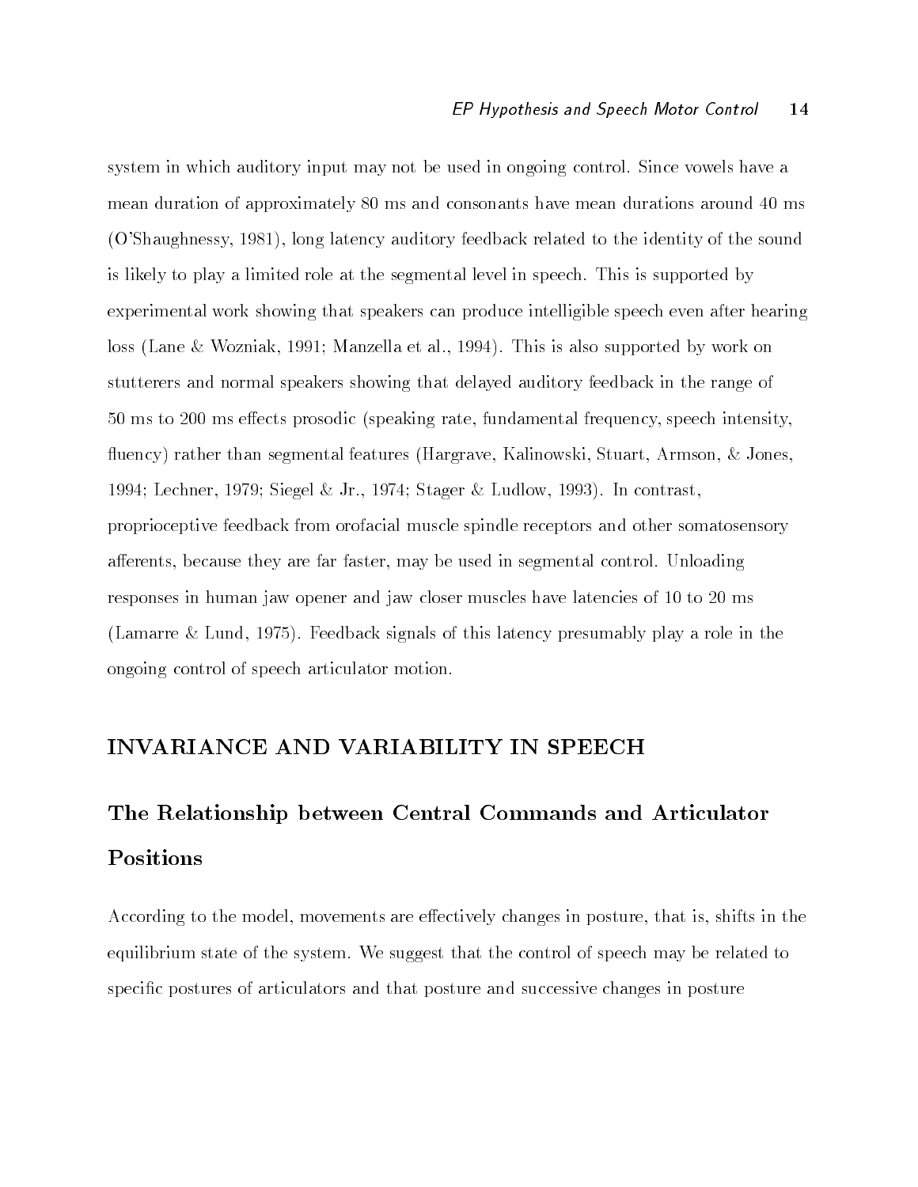system in which auditory input may not be used in ongoing control. Since vowels have a mean duration of approximately 80 ms and consonants have mean durations around 40 ms (O'Shaughnessy, 1981), long latency auditory feedback related to the identity of the sound is likely to play a limited role at the segmental level in speech. This is supported by experimental work showing that speakers can produce intelligible speech even after hearing loss (Lane & Wozniak, 1991; Manzella et al., 1994). This is also supported by work on stutterers and normal speakers showing that delayed auditory feedback in the range of 50 ms to 200 ms effects prosodic (speaking rate, fundamental frequency, speech intensity, fluency) rather than segmental features (Hargrave, Kalinowski, Stuart, Armson, & Jones, 1994; Lechner, 1979; Siegel & Jr., 1974; Stager & Ludlow, 1993). In contrast, proprioceptive feedback from orofacial muscle spindle receptors and other somatosensory afferents, because they are far faster, may be used in segmental control. Unloading responses in human jaw opener and jaw closer muscles have latencies of 10 to 20 ms (Lamarre & Lund, 1975). Feedback signals of this latency presumably play a role in the ongoing control of speech articulator motion.

## INVARIANCE AND VARIABILITY IN SPEECH

### The Relationship between Central Commands and Articulator Positions

According to the model, movements are effectively changes in posture, that is, shifts in the equilibrium state of the system. We suggest that the control of speech may be related to specific postures of articulators and that posture and successive changes in posture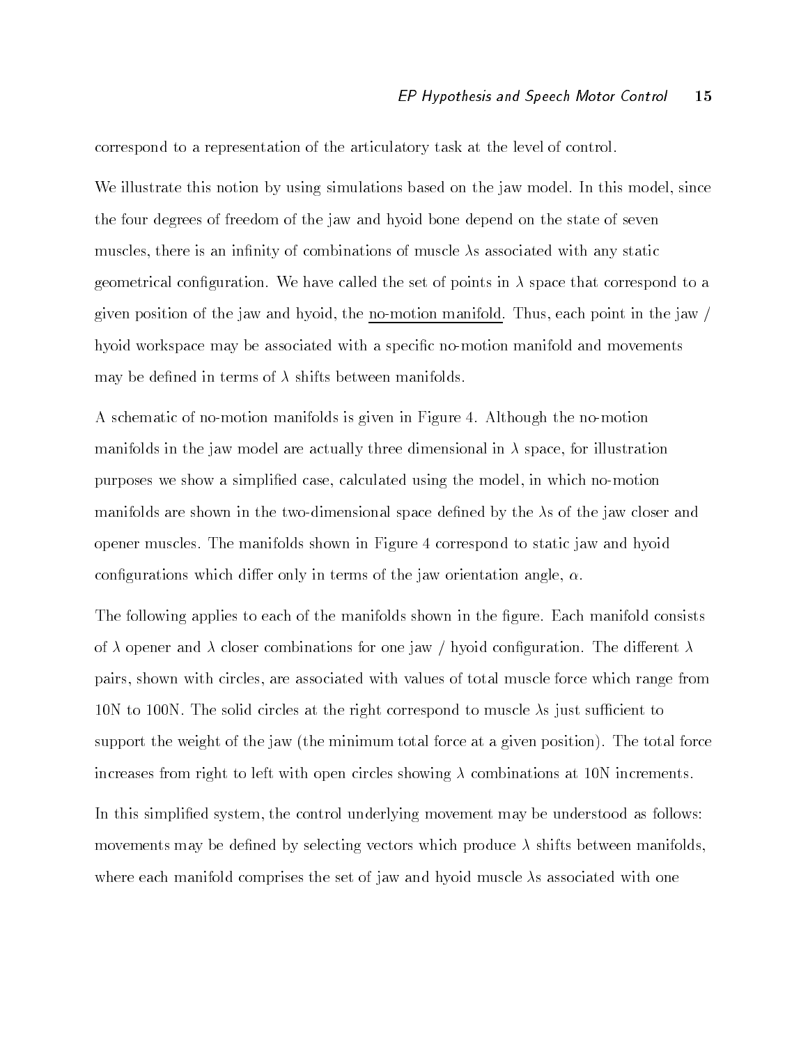correspond to a representation of the articulatory task at the level of control.

We illustrate this notion by using simulations based on the jaw model. In this model, since the four degrees of freedom of the jaw and hyoid bone depend on the state of seven muscles, there is an infinity of combinations of muscle $\lambda$s associated with any static geometrical configuration. We have called the set of points in $\lambda$ space that correspond to a given position of the jaw and hyoid, the no-motion manifold. Thus, each point in the jaw / hyoid workspace may be associated with a specific no-motion manifold and movements may be defined in terms of $\lambda$ shifts between manifolds.

A schematic of no-motion manifolds is given in Figure 4. Although the no-motion manifolds in the jaw model are actually three dimensional in $\lambda$ space, for illustration purposes we show a simplified case, calculated using the model, in which no-motion manifolds are shown in the two-dimensional space defined by the $\lambda$s of the jaw closer and opener muscles. The manifolds shown in Figure 4 correspond to static jaw and hyoid configurations which differ only in terms of the jaw orientation angle, $\alpha$.

The following applies to each of the manifolds shown in the figure. Each manifold consists of $\lambda$ opener and $\lambda$ closer combinations for one jaw / hyoid configuration. The different $\lambda$ pairs, shown with circles, are associated with values of total muscle force which range from 10N to 100N. The solid circles at the right correspond to muscle $\lambda$s just sufficient to support the weight of the jaw (the minimum total force at a given position). The total force increases from right to left with open circles showing $\lambda$ combinations at 10N increments.

In this simplified system, the control underlying movement may be understood as follows: movements may be defined by selecting vectors which produce $\lambda$ shifts between manifolds, where each manifold comprises the set of jaw and hyoid muscle $\lambda$s associated with one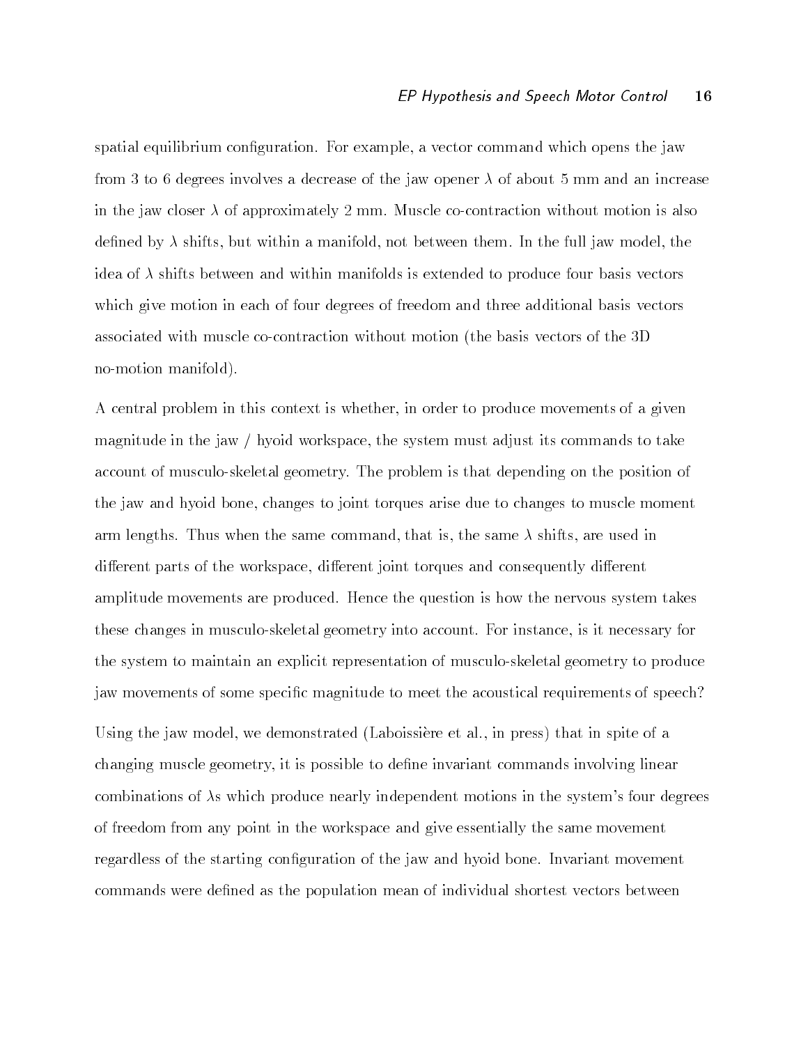spatial equilibrium configuration. For example, a vector command which opens the jaw from 3 to 6 degrees involves a decrease of the jaw opener $\lambda$ of about 5 mm and an increase in the jaw closer $\lambda$ of approximately 2 mm. Muscle co-contraction without motion is also defined by $\lambda$ shifts, but within a manifold, not between them. In the full jaw model, the idea of $\lambda$ shifts between and within manifolds is extended to produce four basis vectors which give motion in each of four degrees of freedom and three additional basis vectors associated with muscle co-contraction without motion (the basis vectors of the 3D no-motion manifold).

A central problem in this context is whether, in order to produce movements of a given magnitude in the jaw / hyoid workspace, the system must adjust its commands to take account of musculo-skeletal geometry. The problem is that depending on the position of the jaw and hyoid bone, changes to joint torques arise due to changes to muscle moment arm lengths. Thus when the same command, that is, the same $\lambda$ shifts, are used in different parts of the workspace, different joint torques and consequently different amplitude movements are produced. Hence the question is how the nervous system takes these changes in musculo-skeletal geometry into account. For instance, is it necessary for the system to maintain an explicit representation of musculo-skeletal geometry to produce jaw movements of some specific magnitude to meet the acoustical requirements of speech?

Using the jaw model, we demonstrated (Laboissière et al., in press) that in spite of a changing muscle geometry, it is possible to define invariant commands involving linear combinations of $\lambda$s which produce nearly independent motions in the system's four degrees of freedom from any point in the workspace and give essentially the same movement regardless of the starting configuration of the jaw and hyoid bone. Invariant movement commands were defined as the population mean of individual shortest vectors between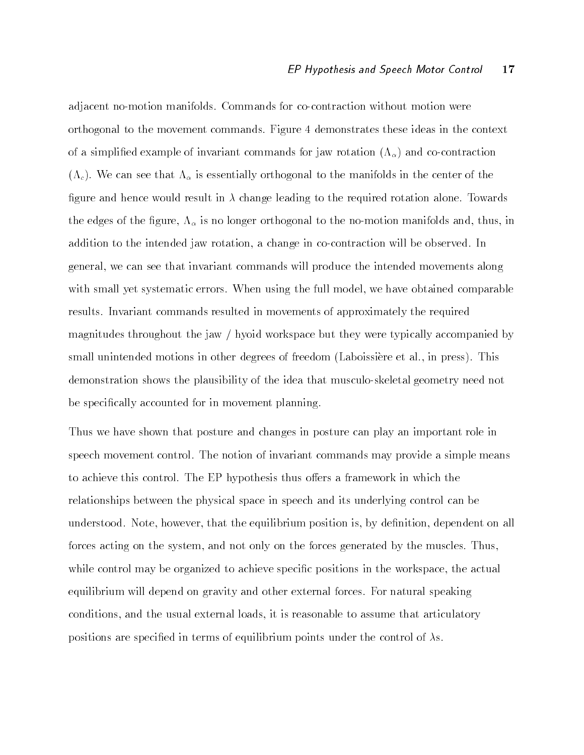adjacent no-motion manifolds. Commands for co-contraction without motion were orthogonal to the movement commands. Figure 4 demonstrates these ideas in the context of a simplified example of invariant commands for jaw rotation ($\Lambda_\alpha$) and co-contraction ($\Lambda_c$). We can see that $\Lambda_\alpha$ is essentially orthogonal to the manifolds in the center of the figure and hence would result in $\lambda$ change leading to the required rotation alone. Towards the edges of the figure, $\Lambda_\alpha$ is no longer orthogonal to the no-motion manifolds and, thus, in addition to the intended jaw rotation, a change in co-contraction will be observed. In general, we can see that invariant commands will produce the intended movements along with small yet systematic errors. When using the full model, we have obtained comparable results. Invariant commands resulted in movements of approximately the required magnitudes throughout the jaw / hyoid workspace but they were typically accompanied by small unintended motions in other degrees of freedom (Laboissière et al., in press). This demonstration shows the plausibility of the idea that musculo-skeletal geometry need not be specifically accounted for in movement planning.

Thus we have shown that posture and changes in posture can play an important role in speech movement control. The notion of invariant commands may provide a simple means to achieve this control. The EP hypothesis thus offers a framework in which the relationships between the physical space in speech and its underlying control can be understood. Note, however, that the equilibrium position is, by definition, dependent on all forces acting on the system, and not only on the forces generated by the muscles. Thus, while control may be organized to achieve specific positions in the workspace, the actual equilibrium will depend on gravity and other external forces. For natural speaking conditions, and the usual external loads, it is reasonable to assume that articulatory positions are specified in terms of equilibrium points under the control of $\lambda$s.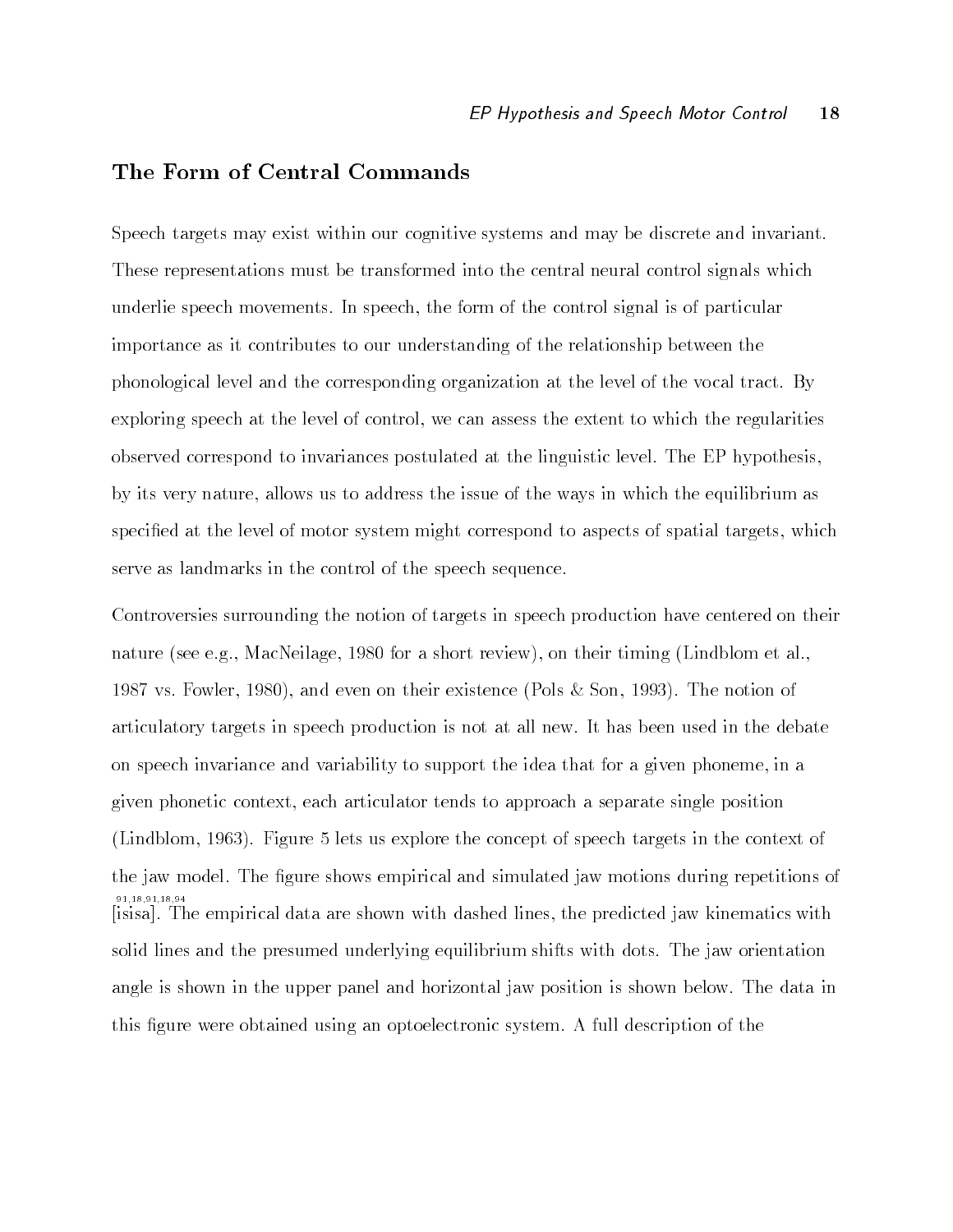## The Form of Central Commands

Speech targets may exist within our cognitive systems and may be discrete and invariant. These representations must be transformed into the central neural control signals which underlie speech movements. In speech, the form of the control signal is of particular importance as it contributes to our understanding of the relationship between the phonological level and the corresponding organization at the level of the vocal tract. By exploring speech at the level of control, we can assess the extent to which the regularities observed correspond to invariances postulated at the linguistic level. The EP hypothesis, by its very nature, allows us to address the issue of the ways in which the equilibrium as specified at the level of motor system might correspond to aspects of spatial targets, which serve as landmarks in the control of the speech sequence.

Controversies surrounding the notion of targets in speech production have centered on their nature (see e.g., MacNeilage, 1980 for a short review), on their timing (Lindblom et al., 1987 vs. Fowler, 1980), and even on their existence (Pols & Son, 1993). The notion of articulatory targets in speech production is not at all new. It has been used in the debate on speech invariance and variability to support the idea that for a given phoneme, in a given phonetic context, each articulator tends to approach a separate single position (Lindblom, 1963). Figure 5 lets us explore the concept of speech targets in the context of the jaw model. The figure shows empirical and simulated jaw motions during repetitions of [isisa]. The empirical data are shown with dashed lines, the predicted jaw kinematics with solid lines and the presumed underlying equilibrium shifts with dots. The jaw orientation angle is shown in the upper panel and horizontal jaw position is shown below. The data in this figure were obtained using an optoelectronic system. A full description of the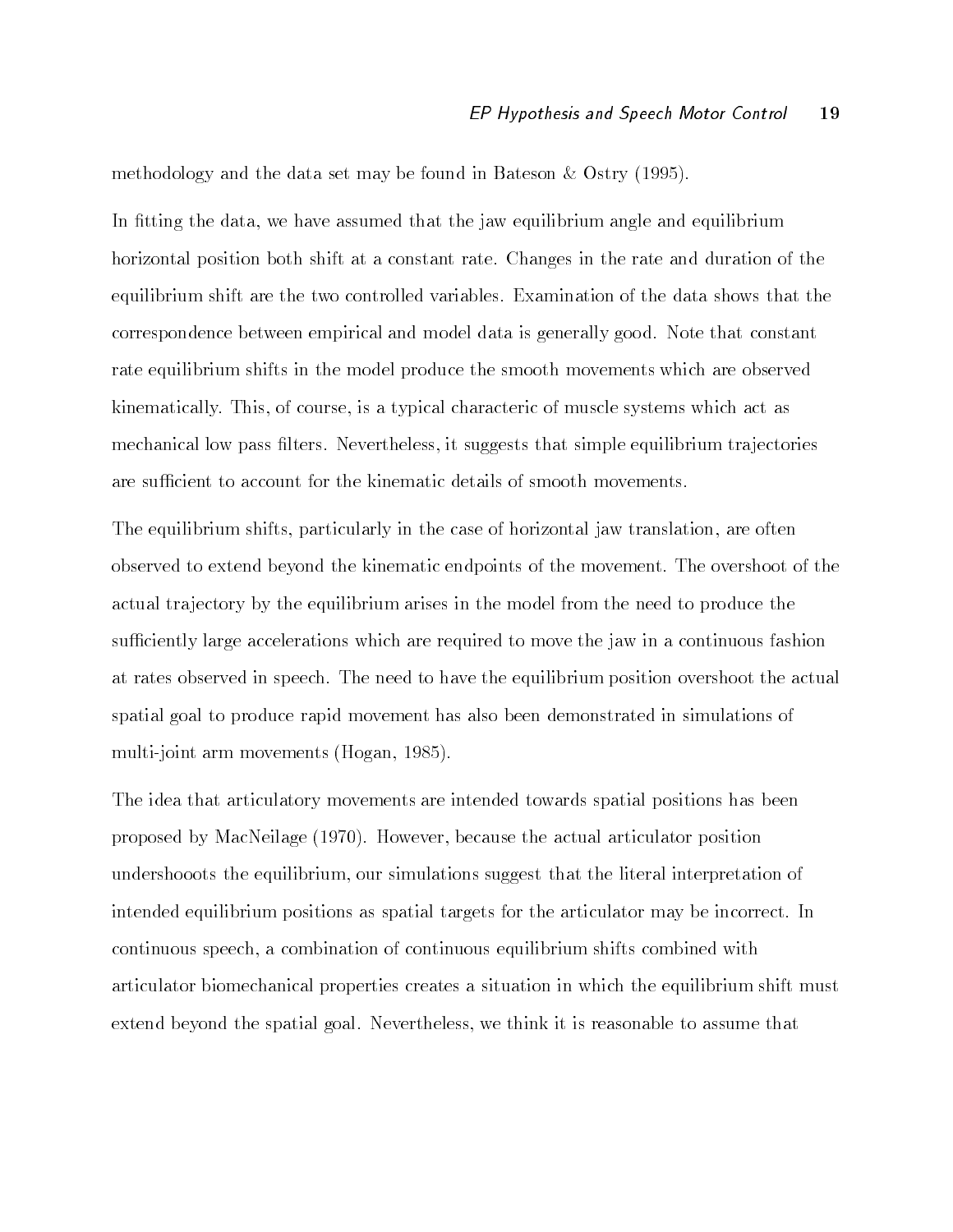methodology and the data set may be found in Bateson & Ostry (1995).

In fitting the data, we have assumed that the jaw equilibrium angle and equilibrium horizontal position both shift at a constant rate. Changes in the rate and duration of the equilibrium shift are the two controlled variables. Examination of the data shows that the correspondence between empirical and model data is generally good. Note that constant rate equilibrium shifts in the model produce the smooth movements which are observed kinematically. This, of course, is a typical characteric of muscle systems which act as mechanical low pass filters. Nevertheless, it suggests that simple equilibrium trajectories are sufficient to account for the kinematic details of smooth movements.

The equilibrium shifts, particularly in the case of horizontal jaw translation, are often observed to extend beyond the kinematic endpoints of the movement. The overshoot of the actual trajectory by the equilibrium arises in the model from the need to produce the sufficiently large accelerations which are required to move the jaw in a continuous fashion at rates observed in speech. The need to have the equilibrium position overshoot the actual spatial goal to produce rapid movement has also been demonstrated in simulations of multi-joint arm movements (Hogan, 1985).

The idea that articulatory movements are intended towards spatial positions has been proposed by MacNeilage (1970). However, because the actual articulator position undershooots the equilibrium, our simulations suggest that the literal interpretation of intended equilibrium positions as spatial targets for the articulator may be incorrect. In continuous speech, a combination of continuous equilibrium shifts combined with articulator biomechanical properties creates a situation in which the equilibrium shift must extend beyond the spatial goal. Nevertheless, we think it is reasonable to assume that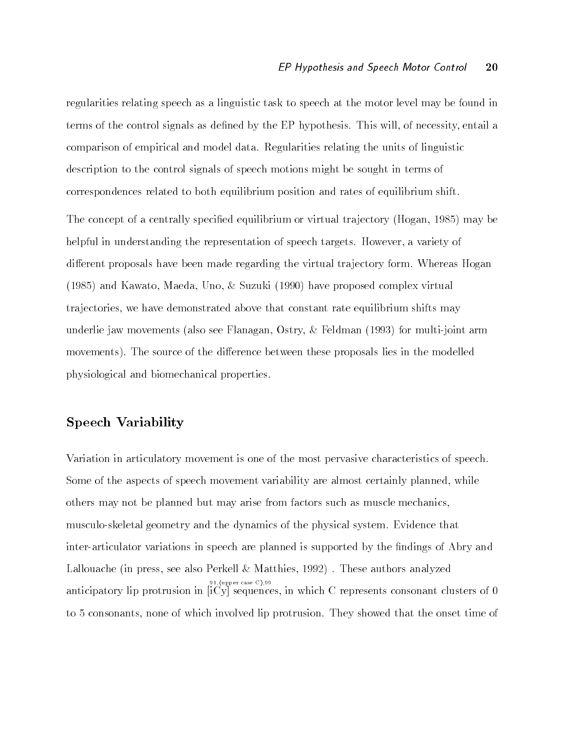regularities relating speech as a linguistic task to speech at the motor level may be found in terms of the control signals as defined by the EP hypothesis. This will, of necessity, entail a comparison of empirical and model data. Regularities relating the units of linguistic description to the control signals of speech motions might be sought in terms of correspondences related to both equilibrium position and rates of equilibrium shift.

The concept of a centrally specified equilibrium or virtual trajectory (Hogan, 1985) may be helpful in understanding the representation of speech targets. However, a variety of different proposals have been made regarding the virtual trajectory form. Whereas Hogan (1985) and Kawato, Maeda, Uno, & Suzuki (1990) have proposed complex virtual trajectories, we have demonstrated above that constant rate equilibrium shifts may underlie jaw movements (also see Flanagan, Ostry, & Feldman (1993) for multi-joint arm movements). The source of the difference between these proposals lies in the modelled physiological and biomechanical properties.

## Speech Variability

Variation in articulatory movement is one of the most pervasive characteristics of speech. Some of the aspects of speech movement variability are almost certainly planned, while others may not be planned but may arise from factors such as muscle mechanics, musculo-skeletal geometry and the dynamics of the physical system. Evidence that inter-articulator variations in speech are planned is supported by the findings of Abry and Lallouache (in press, see also Perkell & Matthies, 1992) . These authors analyzed anticipatory lip protrusion in [iCy] (91,(upper case C),99) sequences, in which C represents consonant clusters of 0 to 5 consonants, none of which involved lip protrusion. They showed that the onset time of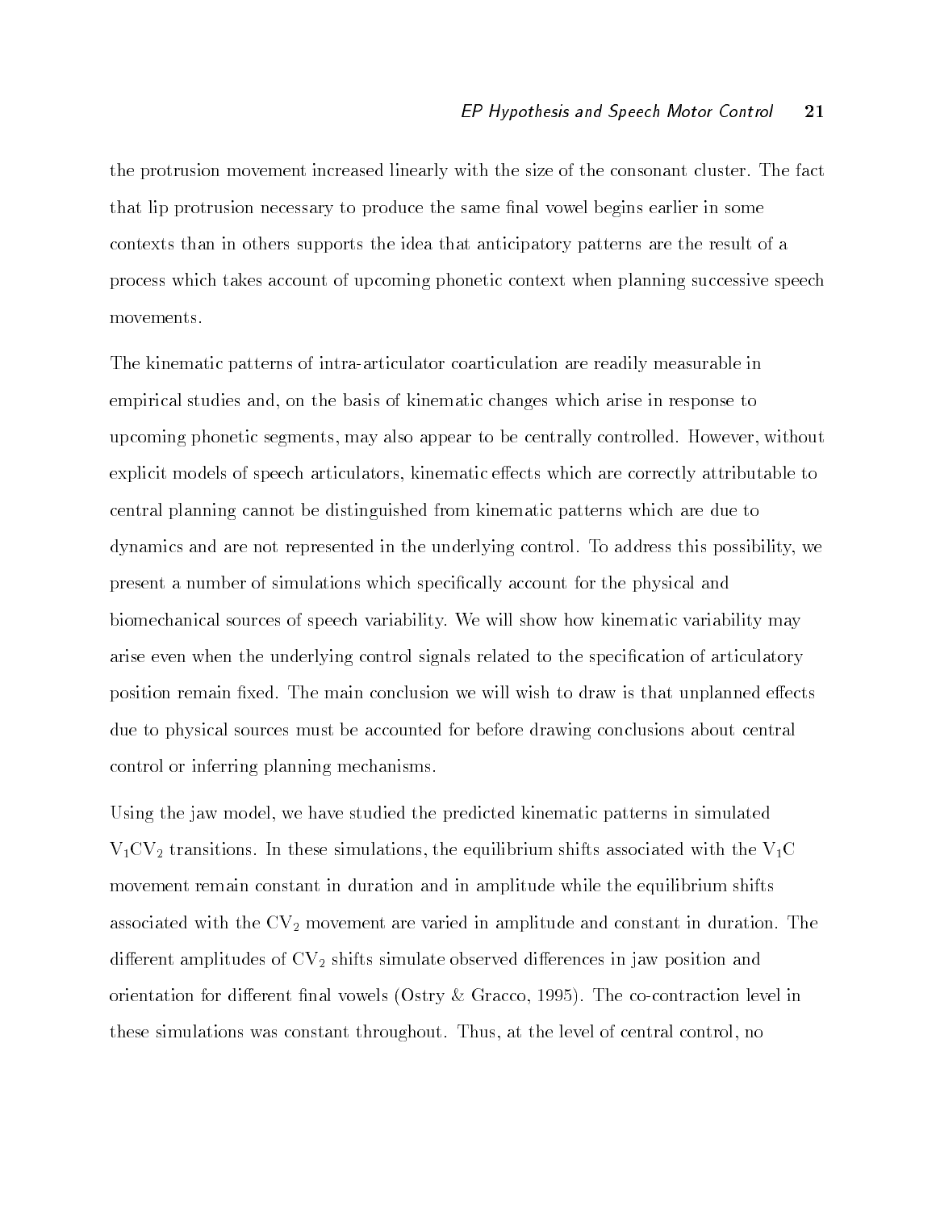the protrusion movement increased linearly with the size of the consonant cluster. The fact that lip protrusion necessary to produce the same final vowel begins earlier in some contexts than in others supports the idea that anticipatory patterns are the result of a process which takes account of upcoming phonetic context when planning successive speech movements.

The kinematic patterns of intra-articulator coarticulation are readily measurable in empirical studies and, on the basis of kinematic changes which arise in response to upcoming phonetic segments, may also appear to be centrally controlled. However, without explicit models of speech articulators, kinematic effects which are correctly attributable to central planning cannot be distinguished from kinematic patterns which are due to dynamics and are not represented in the underlying control. To address this possibility, we present a number of simulations which specifically account for the physical and biomechanical sources of speech variability. We will show how kinematic variability may arise even when the underlying control signals related to the specification of articulatory position remain fixed. The main conclusion we will wish to draw is that unplanned effects due to physical sources must be accounted for before drawing conclusions about central control or inferring planning mechanisms.

Using the jaw model, we have studied the predicted kinematic patterns in simulated $V_1CV_2$ transitions. In these simulations, the equilibrium shifts associated with the $V_1C$ movement remain constant in duration and in amplitude while the equilibrium shifts associated with the $CV_2$ movement are varied in amplitude and constant in duration. The different amplitudes of $CV_2$ shifts simulate observed differences in jaw position and orientation for different final vowels (Ostry & Gracco, 1995). The co-contraction level in these simulations was constant throughout. Thus, at the level of central control, no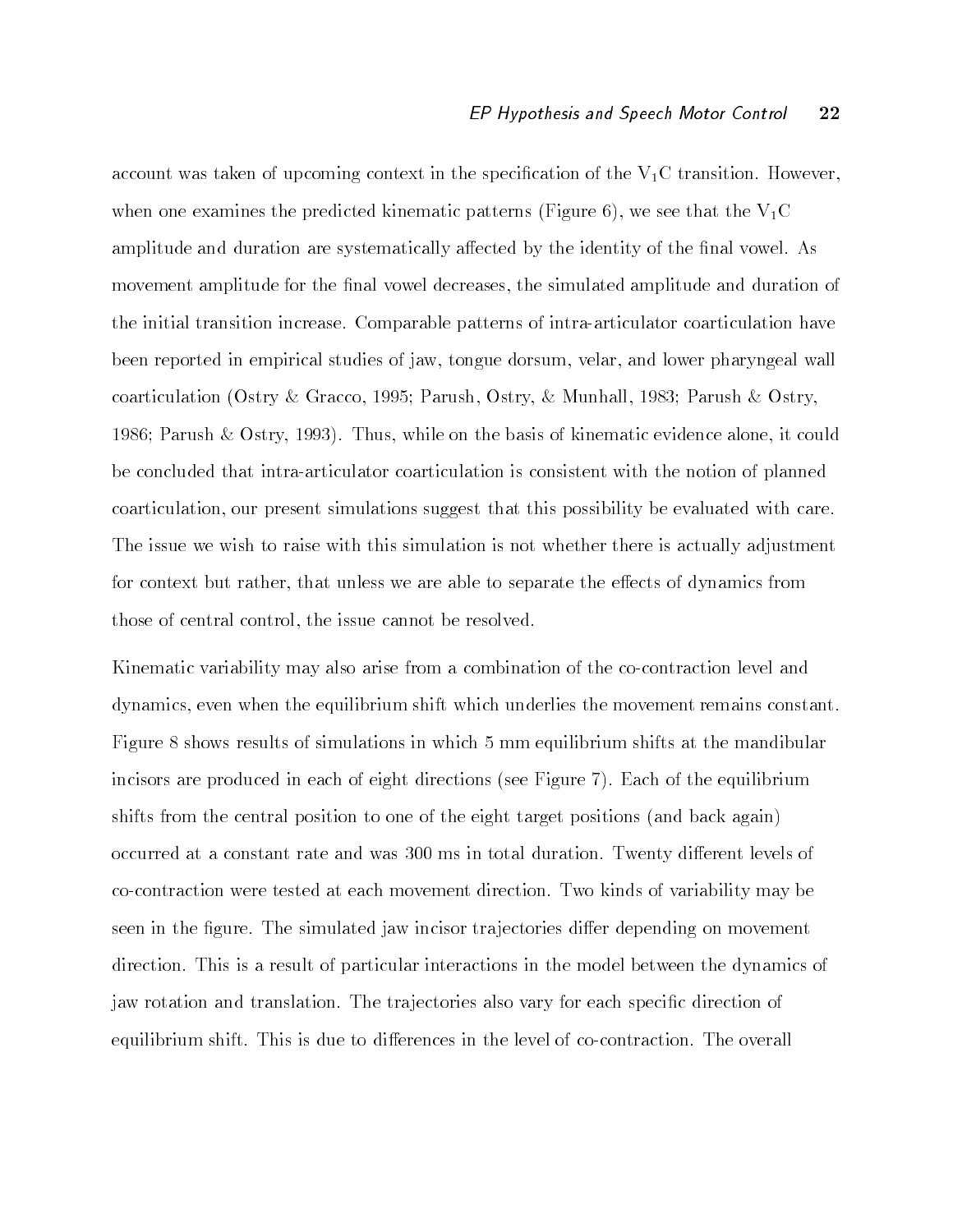account was taken of upcoming context in the specification of the $V_1C$ transition. However, when one examines the predicted kinematic patterns (Figure 6), we see that the $V_1C$ amplitude and duration are systematically affected by the identity of the final vowel. As movement amplitude for the final vowel decreases, the simulated amplitude and duration of the initial transition increase. Comparable patterns of intra-articulator coarticulation have been reported in empirical studies of jaw, tongue dorsum, velar, and lower pharyngeal wall coarticulation (Ostry & Gracco, 1995; Parush, Ostry, & Munhall, 1983; Parush & Ostry, 1986; Parush & Ostry, 1993). Thus, while on the basis of kinematic evidence alone, it could be concluded that intra-articulator coarticulation is consistent with the notion of planned coarticulation, our present simulations suggest that this possibility be evaluated with care. The issue we wish to raise with this simulation is not whether there is actually adjustment for context but rather, that unless we are able to separate the effects of dynamics from those of central control, the issue cannot be resolved.

Kinematic variability may also arise from a combination of the co-contraction level and dynamics, even when the equilibrium shift which underlies the movement remains constant. Figure 8 shows results of simulations in which 5 mm equilibrium shifts at the mandibular incisors are produced in each of eight directions (see Figure 7). Each of the equilibrium shifts from the central position to one of the eight target positions (and back again) occurred at a constant rate and was 300 ms in total duration. Twenty different levels of co-contraction were tested at each movement direction. Two kinds of variability may be seen in the figure. The simulated jaw incisor trajectories differ depending on movement direction. This is a result of particular interactions in the model between the dynamics of jaw rotation and translation. The trajectories also vary for each specific direction of equilibrium shift. This is due to differences in the level of co-contraction. The overall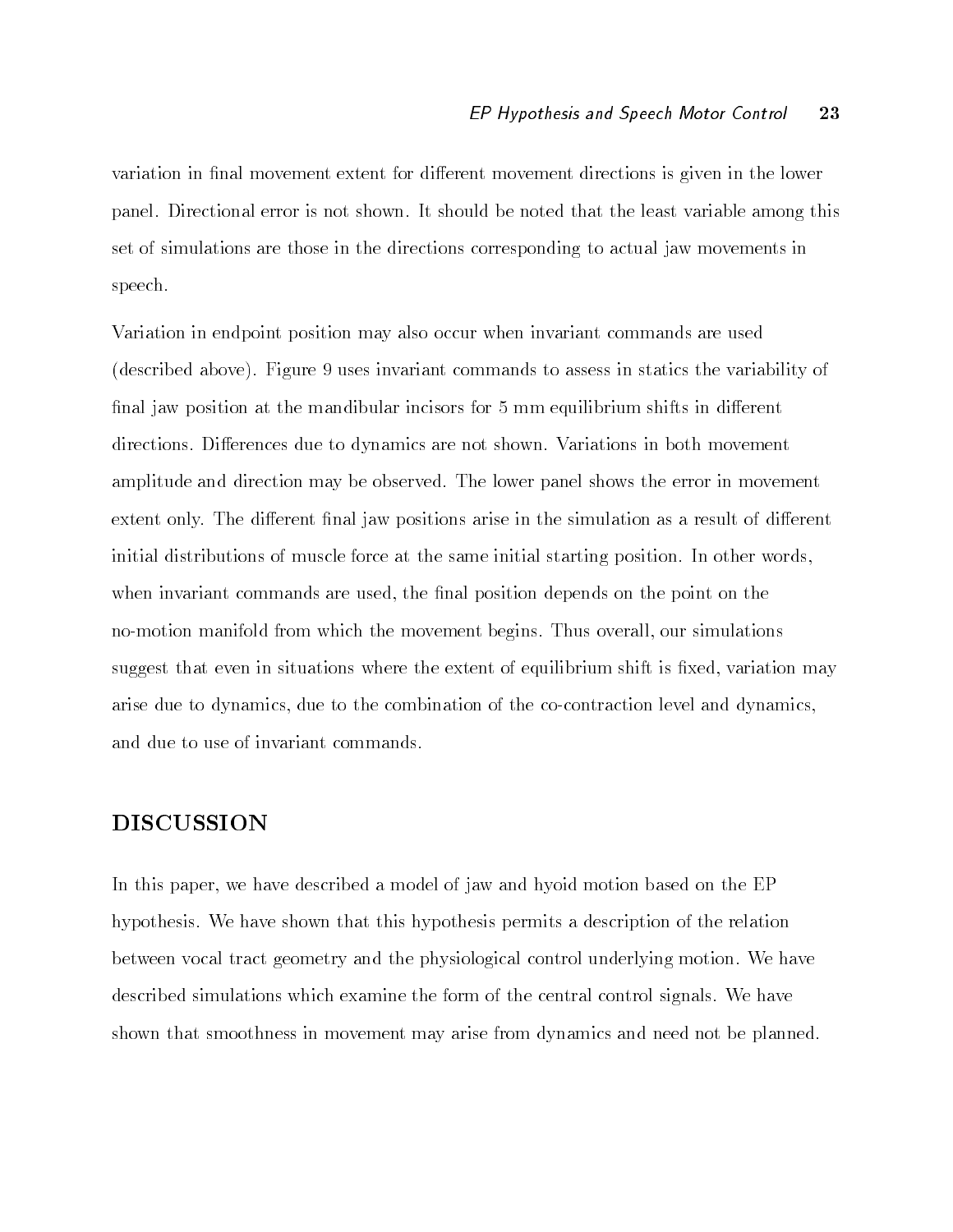variation in final movement extent for different movement directions is given in the lower panel. Directional error is not shown. It should be noted that the least variable among this set of simulations are those in the directions corresponding to actual jaw movements in speech.

Variation in endpoint position may also occur when invariant commands are used (described above). Figure 9 uses invariant commands to assess in statics the variability of final jaw position at the mandibular incisors for 5 mm equilibrium shifts in different directions. Differences due to dynamics are not shown. Variations in both movement amplitude and direction may be observed. The lower panel shows the error in movement extent only. The different final jaw positions arise in the simulation as a result of different initial distributions of muscle force at the same initial starting position. In other words, when invariant commands are used, the final position depends on the point on the no-motion manifold from which the movement begins. Thus overall, our simulations suggest that even in situations where the extent of equilibrium shift is fixed, variation may arise due to dynamics, due to the combination of the co-contraction level and dynamics, and due to use of invariant commands.

## DISCUSSION

In this paper, we have described a model of jaw and hyoid motion based on the EP hypothesis. We have shown that this hypothesis permits a description of the relation between vocal tract geometry and the physiological control underlying motion. We have described simulations which examine the form of the central control signals. We have shown that smoothness in movement may arise from dynamics and need not be planned.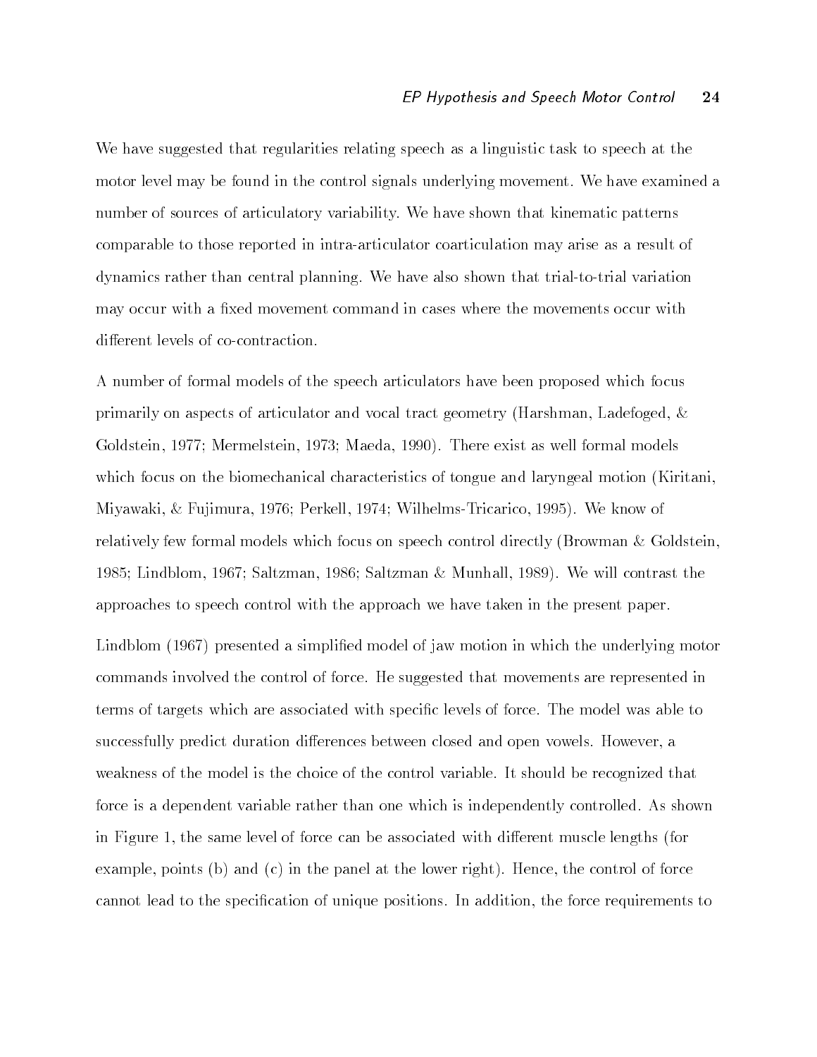We have suggested that regularities relating speech as a linguistic task to speech at the motor level may be found in the control signals underlying movement. We have examined a number of sources of articulatory variability. We have shown that kinematic patterns comparable to those reported in intra-articulator coarticulation may arise as a result of dynamics rather than central planning. We have also shown that trial-to-trial variation may occur with a fixed movement command in cases where the movements occur with different levels of co-contraction.

A number of formal models of the speech articulators have been proposed which focus primarily on aspects of articulator and vocal tract geometry (Harshman, Ladefoged, & Goldstein, 1977; Mermelstein, 1973; Maeda, 1990). There exist as well formal models which focus on the biomechanical characteristics of tongue and laryngeal motion (Kiritani, Miyawaki, & Fujimura, 1976; Perkell, 1974; Wilhelms-Tricarico, 1995). We know of relatively few formal models which focus on speech control directly (Browman & Goldstein, 1985; Lindblom, 1967; Saltzman, 1986; Saltzman & Munhall, 1989). We will contrast the approaches to speech control with the approach we have taken in the present paper.

Lindblom (1967) presented a simplified model of jaw motion in which the underlying motor commands involved the control of force. He suggested that movements are represented in terms of targets which are associated with specific levels of force. The model was able to successfully predict duration differences between closed and open vowels. However, a weakness of the model is the choice of the control variable. It should be recognized that force is a dependent variable rather than one which is independently controlled. As shown in Figure 1, the same level of force can be associated with different muscle lengths (for example, points (b) and (c) in the panel at the lower right). Hence, the control of force cannot lead to the specification of unique positions. In addition, the force requirements to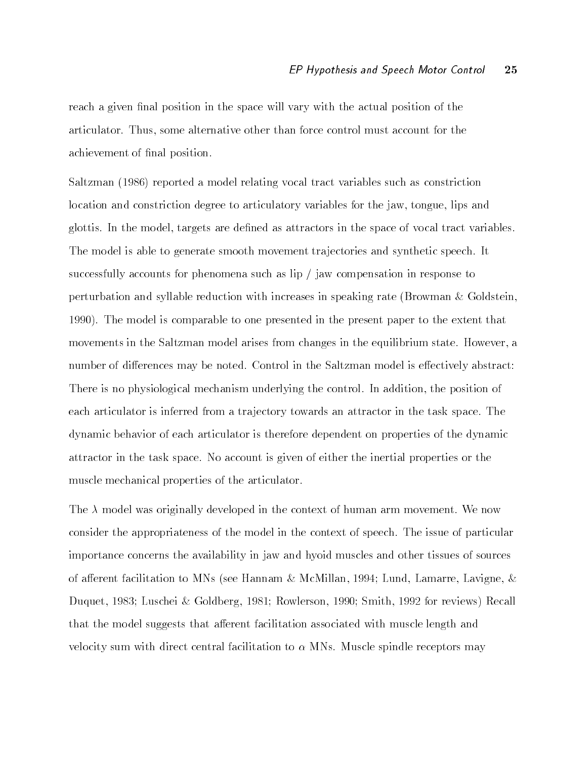reach a given final position in the space will vary with the actual position of the articulator. Thus, some alternative other than force control must account for the achievement of final position.

Saltzman (1986) reported a model relating vocal tract variables such as constriction location and constriction degree to articulatory variables for the jaw, tongue, lips and glottis. In the model, targets are defined as attractors in the space of vocal tract variables. The model is able to generate smooth movement trajectories and synthetic speech. It successfully accounts for phenomena such as lip / jaw compensation in response to perturbation and syllable reduction with increases in speaking rate (Browman & Goldstein, 1990). The model is comparable to one presented in the present paper to the extent that movements in the Saltzman model arises from changes in the equilibrium state. However, a number of differences may be noted. Control in the Saltzman model is effectively abstract: There is no physiological mechanism underlying the control. In addition, the position of each articulator is inferred from a trajectory towards an attractor in the task space. The dynamic behavior of each articulator is therefore dependent on properties of the dynamic attractor in the task space. No account is given of either the inertial properties or the muscle mechanical properties of the articulator.

The $\lambda$ model was originally developed in the context of human arm movement. We now consider the appropriateness of the model in the context of speech. The issue of particular importance concerns the availability in jaw and hyoid muscles and other tissues of sources of afferent facilitation to MNs (see Hannam & McMillan, 1994; Lund, Lamarre, Lavigne, & Duquet, 1983; Luschei & Goldberg, 1981; Rowlerson, 1990; Smith, 1992 for reviews) Recall that the model suggests that afferent facilitation associated with muscle length and velocity sum with direct central facilitation to $\alpha$ MNs. Muscle spindle receptors may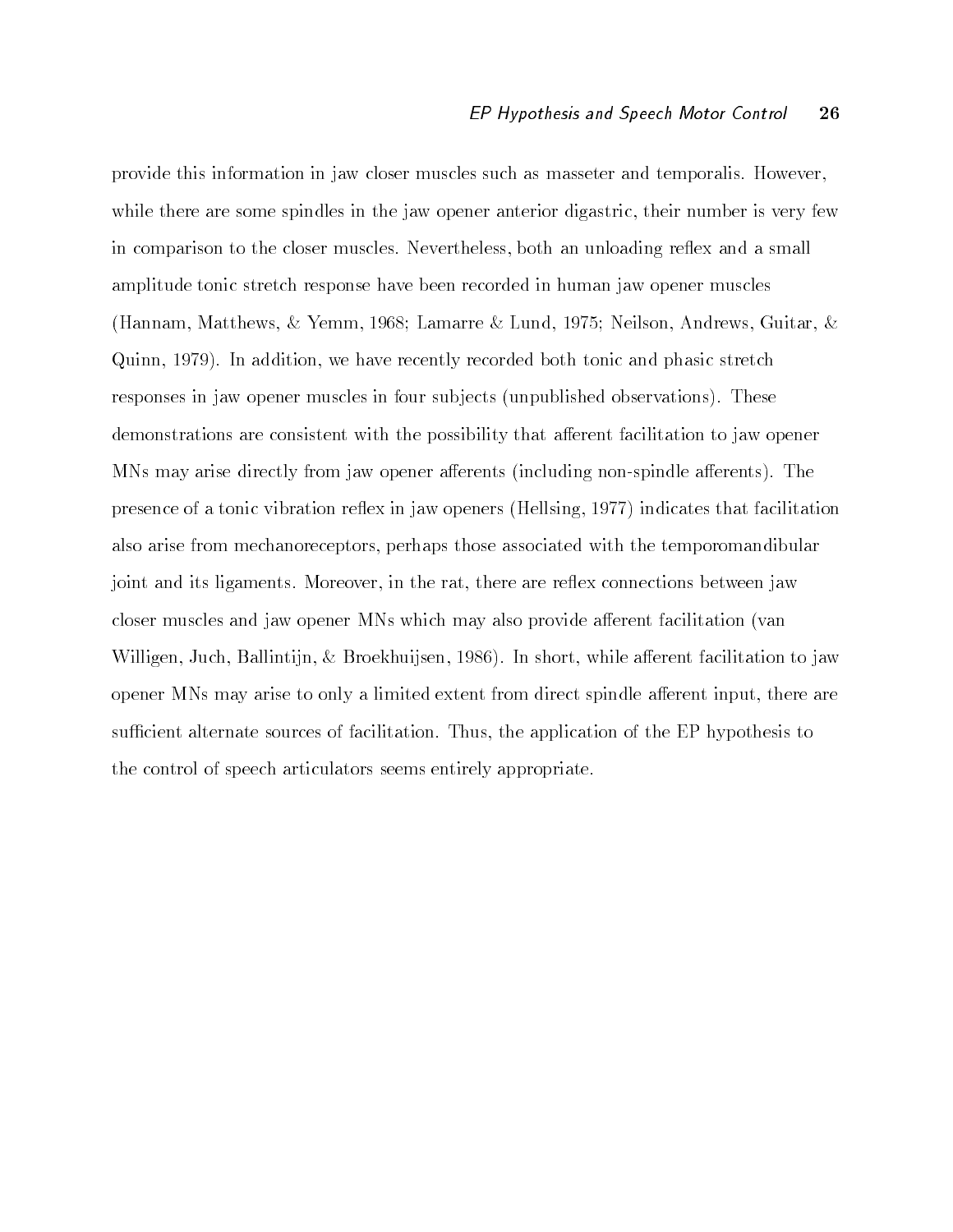provide this information in jaw closer muscles such as masseter and temporalis. However, while there are some spindles in the jaw opener anterior digastric, their number is very few in comparison to the closer muscles. Nevertheless, both an unloading reflex and a small amplitude tonic stretch response have been recorded in human jaw opener muscles (Hannam, Matthews, & Yemm, 1968; Lamarre & Lund, 1975; Neilson, Andrews, Guitar, & Quinn, 1979). In addition, we have recently recorded both tonic and phasic stretch responses in jaw opener muscles in four subjects (unpublished observations). These demonstrations are consistent with the possibility that afferent facilitation to jaw opener MNs may arise directly from jaw opener afferents (including non-spindle afferents). The presence of a tonic vibration reflex in jaw openers (Hellsing, 1977) indicates that facilitation also arise from mechanoreceptors, perhaps those associated with the temporomandibular joint and its ligaments. Moreover, in the rat, there are reflex connections between jaw closer muscles and jaw opener MNs which may also provide afferent facilitation (van Willigen, Juch, Ballintijn, & Broekhuijsen, 1986). In short, while afferent facilitation to jaw opener MNs may arise to only a limited extent from direct spindle afferent input, there are sufficient alternate sources of facilitation. Thus, the application of the EP hypothesis to the control of speech articulators seems entirely appropriate.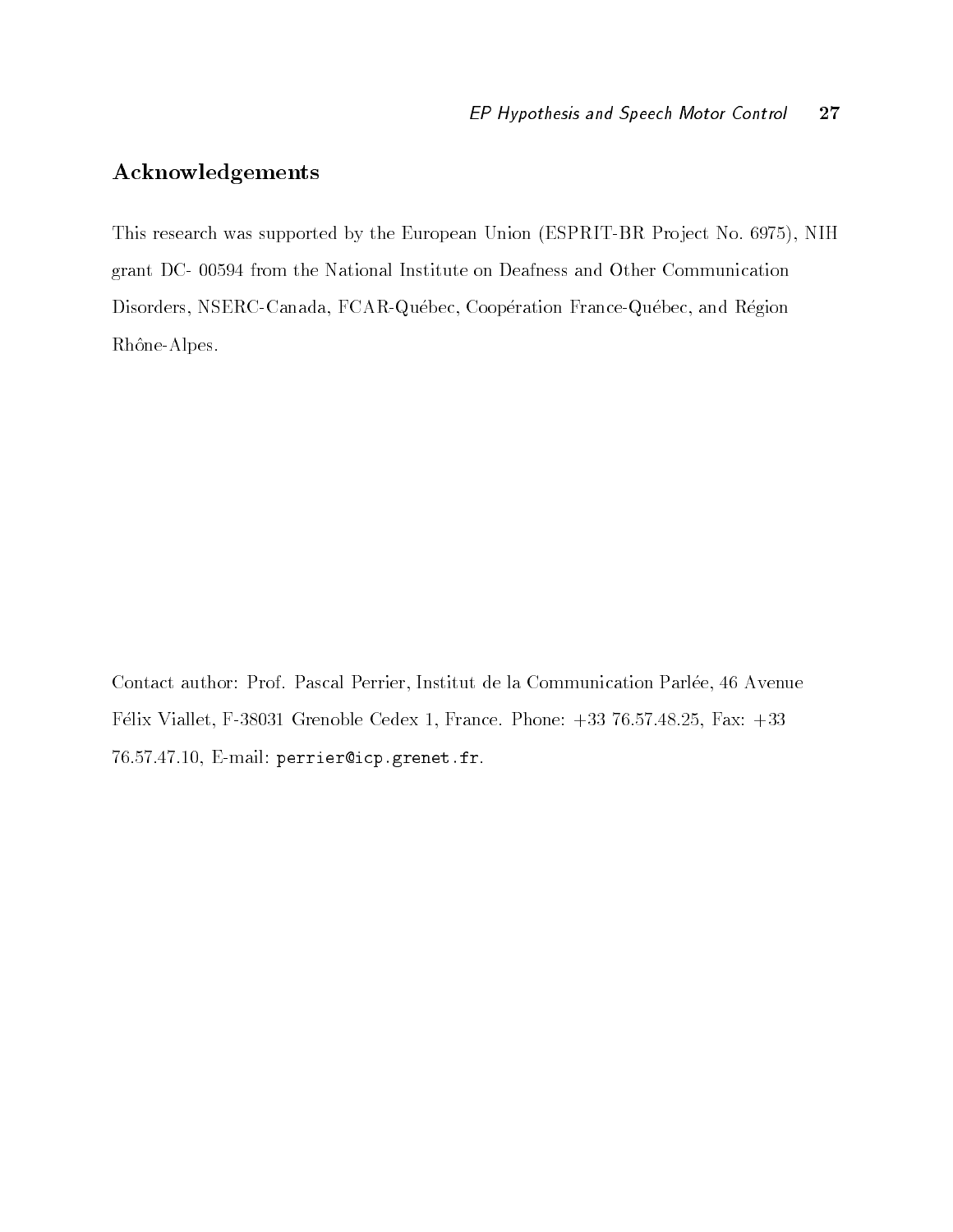## Acknowledgements

This research was supported by the European Union (ESPRIT-BR Project No. 6975), NIH grant DC- 00594 from the National Institute on Deafness and Other Communication Disorders, NSERC-Canada, FCAR-Québec, Coopération France-Québec, and Région Rhône-Alpes.

Contact author: Prof. Pascal Perrier, Institut de la Communication Parlée, 46 Avenue Félix Viallet, F-38031 Grenoble Cedex 1, France. Phone: +33 76.57.48.25, Fax: +33 76.57.47.10, E-mail: `perrier@icp.grenet.fr`.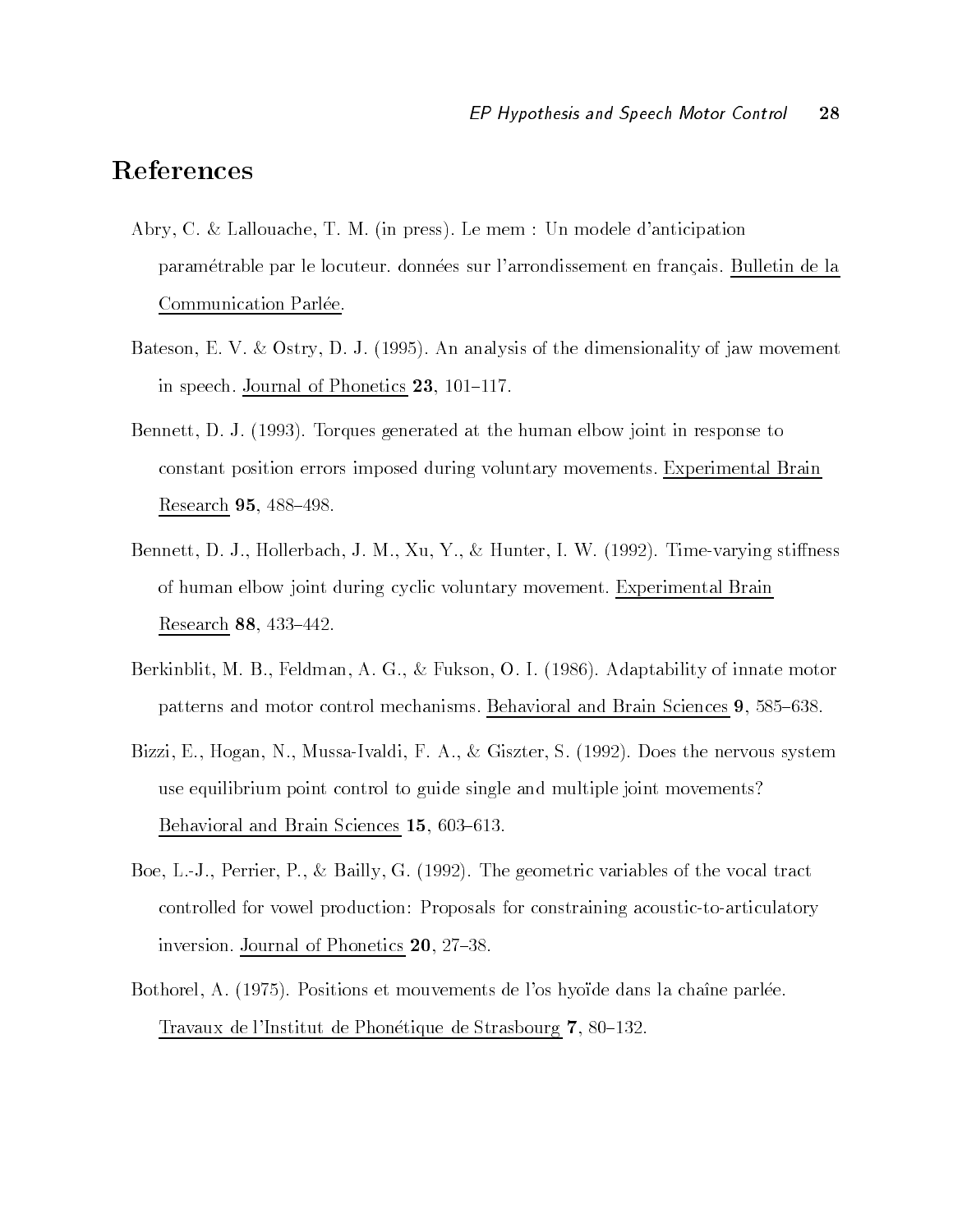# References

Abry, C. & Lallouache, T. M. (in press). Le mem : Un modele d'anticipation paramétrable par le locuteur. données sur l'arrondissement en français. Bulletin de la Communication Parlée.

Bateson, E. V. & Ostry, D. J. (1995). An analysis of the dimensionality of jaw movement in speech. Journal of Phonetics **23**, 101–117.

Bennett, D. J. (1993). Torques generated at the human elbow joint in response to constant position errors imposed during voluntary movements. Experimental Brain Research **95**, 488–498.

Bennett, D. J., Hollerbach, J. M., Xu, Y., & Hunter, I. W. (1992). Time-varying stiffness of human elbow joint during cyclic voluntary movement. Experimental Brain Research **88**, 433–442.

Berkinblit, M. B., Feldman, A. G., & Fukson, O. I. (1986). Adaptability of innate motor patterns and motor control mechanisms. Behavioral and Brain Sciences **9**, 585–638.

Bizzi, E., Hogan, N., Mussa-Ivaldi, F. A., & Giszter, S. (1992). Does the nervous system use equilibrium point control to guide single and multiple joint movements? Behavioral and Brain Sciences **15**, 603–613.

Boe, L.-J., Perrier, P., & Bailly, G. (1992). The geometric variables of the vocal tract controlled for vowel production: Proposals for constraining acoustic-to-articulatory inversion. Journal of Phonetics **20**, 27–38.

Bothorel, A. (1975). Positions et mouvements de l'os hyoïde dans la chaîne parlée. Travaux de l'Institut de Phonétique de Strasbourg **7**, 80–132.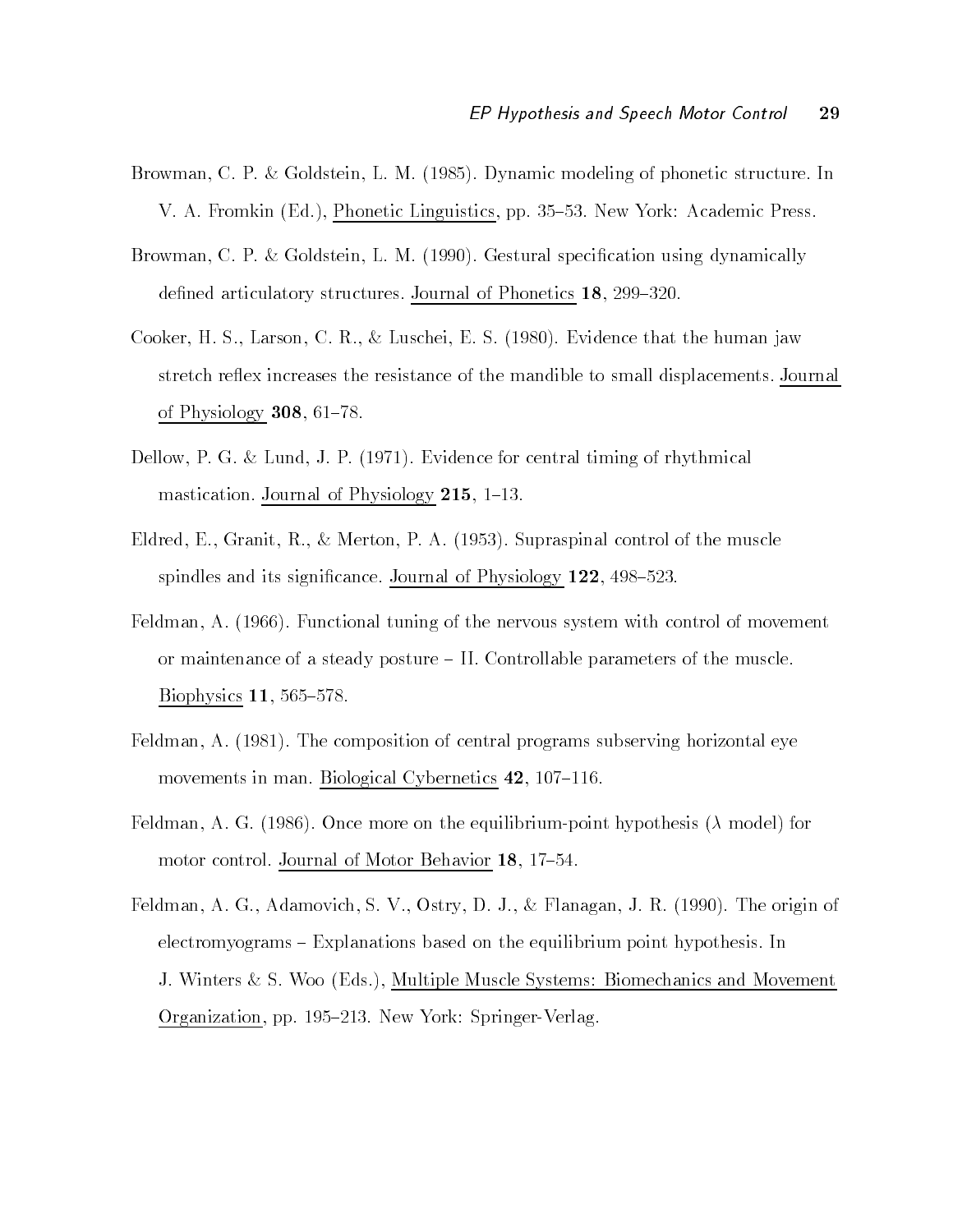Browman, C. P. & Goldstein, L. M. (1985). Dynamic modeling of phonetic structure. In V. A. Fromkin (Ed.), Phonetic Linguistics, pp. 35–53. New York: Academic Press.

Browman, C. P. & Goldstein, L. M. (1990). Gestural specification using dynamically defined articulatory structures. Journal of Phonetics **18**, 299–320.

Cooker, H. S., Larson, C. R., & Luschei, E. S. (1980). Evidence that the human jaw stretch reflex increases the resistance of the mandible to small displacements. Journal of Physiology **308**, 61–78.

Dellow, P. G. & Lund, J. P. (1971). Evidence for central timing of rhythmical mastication. Journal of Physiology **215**, 1–13.

Eldred, E., Granit, R., & Merton, P. A. (1953). Supraspinal control of the muscle spindles and its significance. Journal of Physiology **122**, 498–523.

Feldman, A. (1966). Functional tuning of the nervous system with control of movement or maintenance of a steady posture – II. Controllable parameters of the muscle. Biophysics **11**, 565–578.

Feldman, A. (1981). The composition of central programs subserving horizontal eye movements in man. Biological Cybernetics **42**, 107–116.

Feldman, A. G. (1986). Once more on the equilibrium-point hypothesis ($\lambda$ model) for motor control. Journal of Motor Behavior **18**, 17–54.

Feldman, A. G., Adamovich, S. V., Ostry, D. J., & Flanagan, J. R. (1990). The origin of electromyograms – Explanations based on the equilibrium point hypothesis. In J. Winters & S. Woo (Eds.), Multiple Muscle Systems: Biomechanics and Movement Organization, pp. 195–213. New York: Springer-Verlag.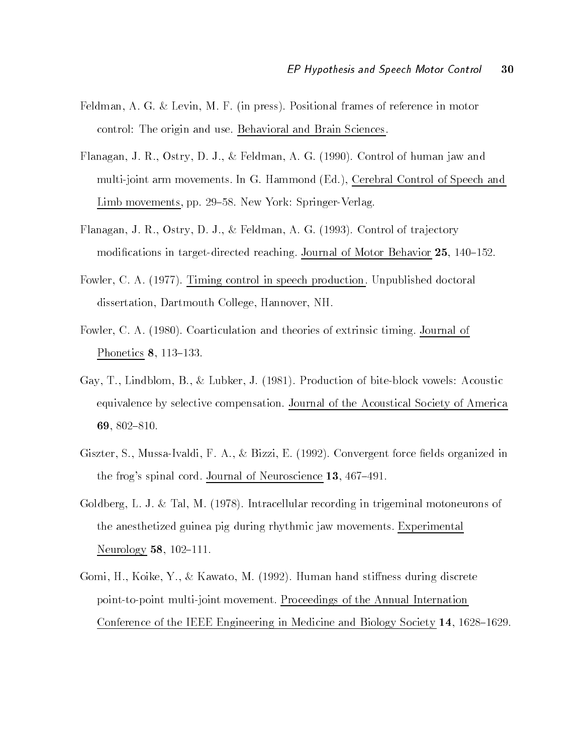Feldman, A. G. & Levin, M. F. (in press). Positional frames of reference in motor control: The origin and use. Behavioral and Brain Sciences.

Flanagan, J. R., Ostry, D. J., & Feldman, A. G. (1990). Control of human jaw and multi-joint arm movements. In G. Hammond (Ed.), Cerebral Control of Speech and Limb movements, pp. 29–58. New York: Springer-Verlag.

Flanagan, J. R., Ostry, D. J., & Feldman, A. G. (1993). Control of trajectory modifications in target-directed reaching. Journal of Motor Behavior **25**, 140–152.

Fowler, C. A. (1977). Timing control in speech production. Unpublished doctoral dissertation, Dartmouth College, Hannover, NH.

Fowler, C. A. (1980). Coarticulation and theories of extrinsic timing. Journal of Phonetics **8**, 113–133.

Gay, T., Lindblom, B., & Lubker, J. (1981). Production of bite-block vowels: Acoustic equivalence by selective compensation. Journal of the Acoustical Society of America **69**, 802–810.

Giszter, S., Mussa-Ivaldi, F. A., & Bizzi, E. (1992). Convergent force fields organized in the frog's spinal cord. Journal of Neuroscience **13**, 467–491.

Goldberg, L. J. & Tal, M. (1978). Intracellular recording in trigeminal motoneurons of the anesthetized guinea pig during rhythmic jaw movements. Experimental Neurology **58**, 102–111.

Gomi, H., Koike, Y., & Kawato, M. (1992). Human hand stiffness during discrete point-to-point multi-joint movement. Proceedings of the Annual Internation Conference of the IEEE Engineering in Medicine and Biology Society **14**, 1628–1629.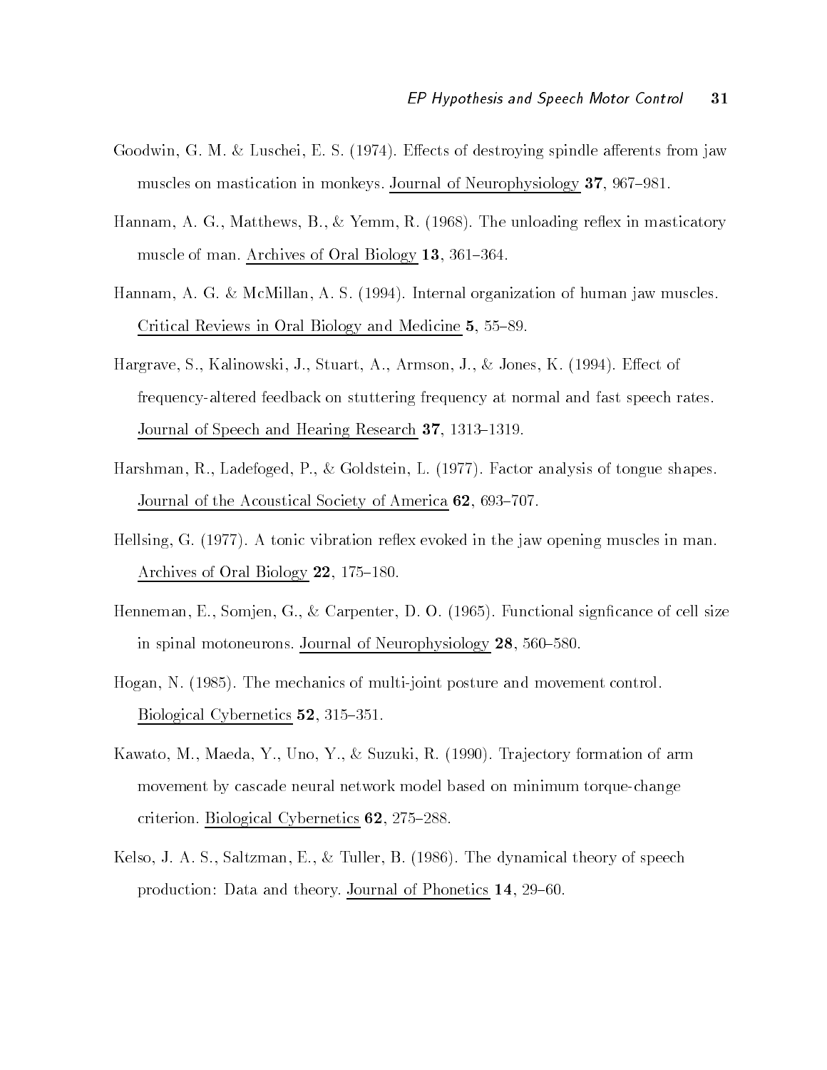Goodwin, G. M. & Luschei, E. S. (1974). Effects of destroying spindle afferents from jaw muscles on mastication in monkeys. Journal of Neurophysiology **37**, 967–981.

Hannam, A. G., Matthews, B., & Yemm, R. (1968). The unloading reflex in masticatory muscle of man. Archives of Oral Biology **13**, 361–364.

Hannam, A. G. & McMillan, A. S. (1994). Internal organization of human jaw muscles. Critical Reviews in Oral Biology and Medicine **5**, 55–89.

Hargrave, S., Kalinowski, J., Stuart, A., Armson, J., & Jones, K. (1994). Effect of frequency-altered feedback on stuttering frequency at normal and fast speech rates. Journal of Speech and Hearing Research **37**, 1313–1319.

Harshman, R., Ladefoged, P., & Goldstein, L. (1977). Factor analysis of tongue shapes. Journal of the Acoustical Society of America **62**, 693–707.

Hellsing, G. (1977). A tonic vibration reflex evoked in the jaw opening muscles in man. Archives of Oral Biology **22**, 175–180.

Henneman, E., Somjen, G., & Carpenter, D. O. (1965). Functional signficance of cell size in spinal motoneurons. Journal of Neurophysiology **28**, 560–580.

Hogan, N. (1985). The mechanics of multi-joint posture and movement control. Biological Cybernetics **52**, 315–351.

Kawato, M., Maeda, Y., Uno, Y., & Suzuki, R. (1990). Trajectory formation of arm movement by cascade neural network model based on minimum torque-change criterion. Biological Cybernetics **62**, 275–288.

Kelso, J. A. S., Saltzman, E., & Tuller, B. (1986). The dynamical theory of speech production: Data and theory. Journal of Phonetics **14**, 29–60.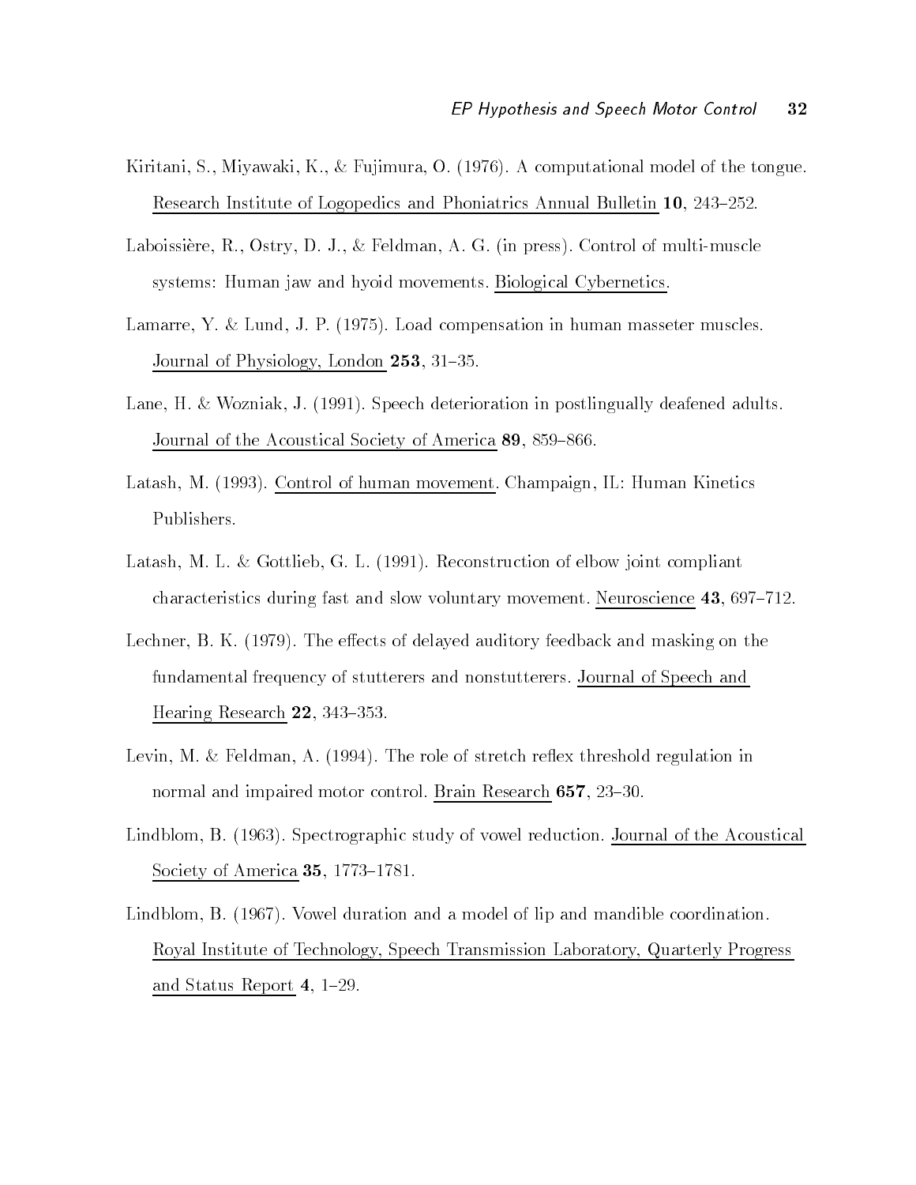Kiritani, S., Miyawaki, K., & Fujimura, O. (1976). A computational model of the tongue. Research Institute of Logopedics and Phoniatrics Annual Bulletin **10**, 243–252.

Laboissière, R., Ostry, D. J., & Feldman, A. G. (in press). Control of multi-muscle systems: Human jaw and hyoid movements. Biological Cybernetics.

Lamarre, Y. & Lund, J. P. (1975). Load compensation in human masseter muscles. Journal of Physiology, London **253**, 31–35.

Lane, H. & Wozniak, J. (1991). Speech deterioration in postlingually deafened adults. Journal of the Acoustical Society of America **89**, 859–866.

Latash, M. (1993). Control of human movement. Champaign, IL: Human Kinetics Publishers.

Latash, M. L. & Gottlieb, G. L. (1991). Reconstruction of elbow joint compliant characteristics during fast and slow voluntary movement. Neuroscience **43**, 697–712.

Lechner, B. K. (1979). The effects of delayed auditory feedback and masking on the fundamental frequency of stutterers and nonstutterers. Journal of Speech and Hearing Research **22**, 343–353.

Levin, M. & Feldman, A. (1994). The role of stretch reflex threshold regulation in normal and impaired motor control. Brain Research **657**, 23–30.

Lindblom, B. (1963). Spectrographic study of vowel reduction. Journal of the Acoustical Society of America **35**, 1773–1781.

Lindblom, B. (1967). Vowel duration and a model of lip and mandible coordination. Royal Institute of Technology, Speech Transmission Laboratory, Quarterly Progress and Status Report **4**, 1–29.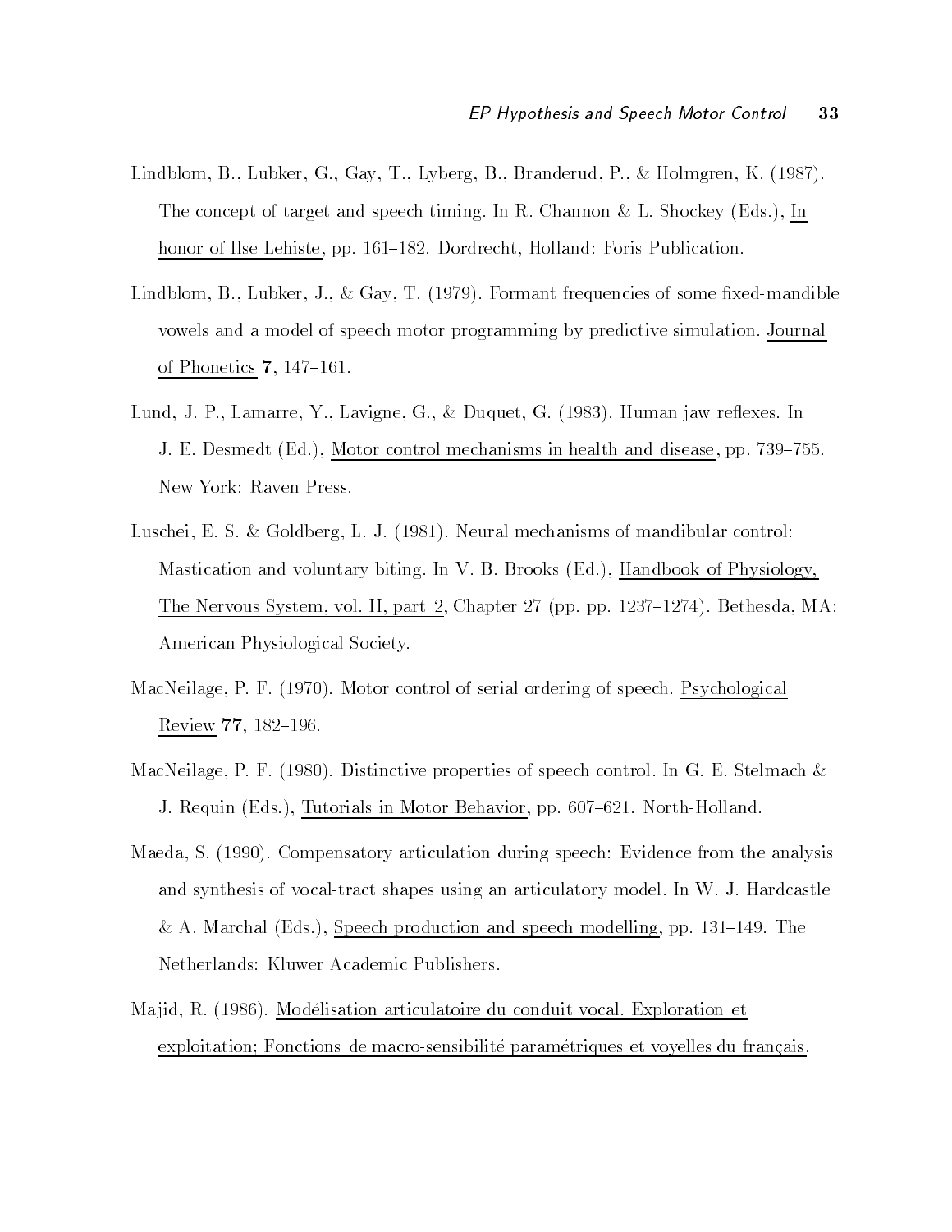Lindblom, B., Lubker, G., Gay, T., Lyberg, B., Branderud, P., & Holmgren, K. (1987). The concept of target and speech timing. In R. Channon & L. Shockey (Eds.), In honor of Ilse Lehiste, pp. 161–182. Dordrecht, Holland: Foris Publication.

Lindblom, B., Lubker, J., & Gay, T. (1979). Formant frequencies of some fixed-mandible vowels and a model of speech motor programming by predictive simulation. Journal of Phonetics **7**, 147–161.

Lund, J. P., Lamarre, Y., Lavigne, G., & Duquet, G. (1983). Human jaw reflexes. In J. E. Desmedt (Ed.), Motor control mechanisms in health and disease, pp. 739–755. New York: Raven Press.

Luschei, E. S. & Goldberg, L. J. (1981). Neural mechanisms of mandibular control: Mastication and voluntary biting. In V. B. Brooks (Ed.), Handbook of Physiology, The Nervous System, vol. II, part 2, Chapter 27 (pp. pp. 1237–1274). Bethesda, MA: American Physiological Society.

MacNeilage, P. F. (1970). Motor control of serial ordering of speech. Psychological Review **77**, 182–196.

MacNeilage, P. F. (1980). Distinctive properties of speech control. In G. E. Stelmach & J. Requin (Eds.), Tutorials in Motor Behavior, pp. 607–621. North-Holland.

Maeda, S. (1990). Compensatory articulation during speech: Evidence from the analysis and synthesis of vocal-tract shapes using an articulatory model. In W. J. Hardcastle & A. Marchal (Eds.), Speech production and speech modelling, pp. 131–149. The Netherlands: Kluwer Academic Publishers.

Majid, R. (1986). Modélisation articulatoire du conduit vocal. Exploration et exploitation; Fonctions de macro-sensibilité paramétriques et voyelles du français.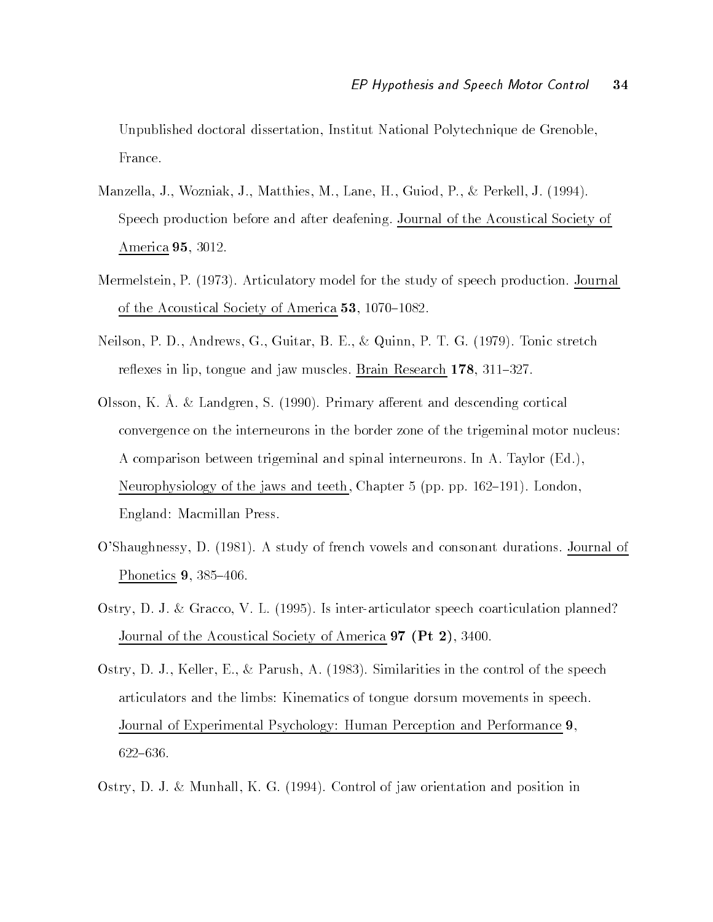Unpublished doctoral dissertation, Institut National Polytechnique de Grenoble, France.

Manzella, J., Wozniak, J., Matthies, M., Lane, H., Guiod, P., & Perkell, J. (1994). Speech production before and after deafening. Journal of the Acoustical Society of America **95**, 3012.

Mermelstein, P. (1973). Articulatory model for the study of speech production. Journal of the Acoustical Society of America **53**, 1070–1082.

Neilson, P. D., Andrews, G., Guitar, B. E., & Quinn, P. T. G. (1979). Tonic stretch reflexes in lip, tongue and jaw muscles. Brain Research **178**, 311–327.

Olsson, K. Å. & Landgren, S. (1990). Primary afferent and descending cortical convergence on the interneurons in the border zone of the trigeminal motor nucleus: A comparison between trigeminal and spinal interneurons. In A. Taylor (Ed.), Neurophysiology of the jaws and teeth, Chapter 5 (pp. pp. 162–191). London, England: Macmillan Press.

O'Shaughnessy, D. (1981). A study of french vowels and consonant durations. Journal of Phonetics **9**, 385–406.

Ostry, D. J. & Gracco, V. L. (1995). Is inter-articulator speech coarticulation planned? Journal of the Acoustical Society of America **97 (Pt 2)**, 3400.

Ostry, D. J., Keller, E., & Parush, A. (1983). Similarities in the control of the speech articulators and the limbs: Kinematics of tongue dorsum movements in speech. Journal of Experimental Psychology: Human Perception and Performance **9**, 622–636.

Ostry, D. J. & Munhall, K. G. (1994). Control of jaw orientation and position in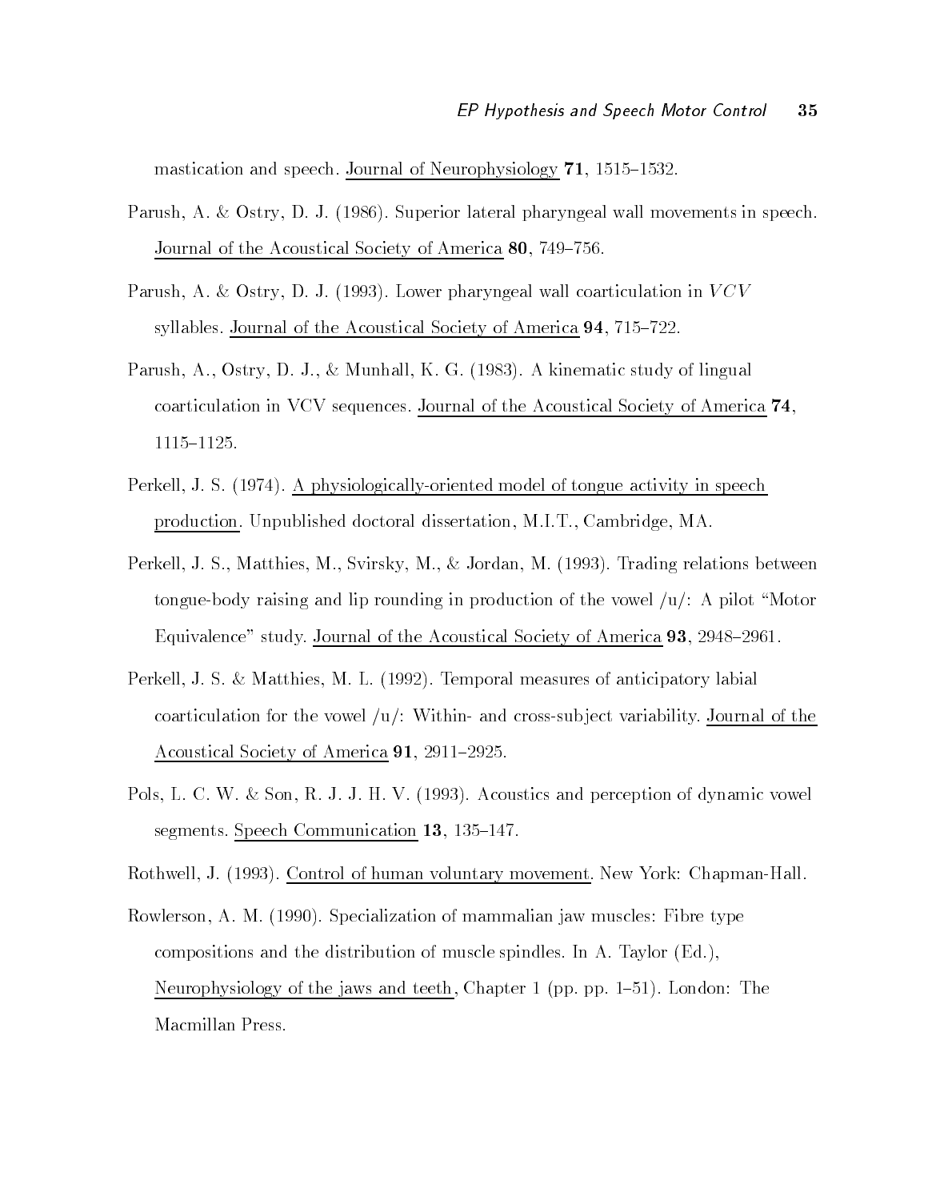mastication and speech. Journal of Neurophysiology **71**, 1515–1532.

Parush, A. & Ostry, D. J. (1986). Superior lateral pharyngeal wall movements in speech. Journal of the Acoustical Society of America **80**, 749–756.

Parush, A. & Ostry, D. J. (1993). Lower pharyngeal wall coarticulation in $VCV$ syllables. Journal of the Acoustical Society of America **94**, 715–722.

Parush, A., Ostry, D. J., & Munhall, K. G. (1983). A kinematic study of lingual coarticulation in VCV sequences. Journal of the Acoustical Society of America **74**, 1115–1125.

Perkell, J. S. (1974). A physiologically-oriented model of tongue activity in speech production. Unpublished doctoral dissertation, M.I.T., Cambridge, MA.

Perkell, J. S., Matthies, M., Svirsky, M., & Jordan, M. (1993). Trading relations between tongue-body raising and lip rounding in production of the vowel /u/: A pilot "Motor Equivalence" study. Journal of the Acoustical Society of America **93**, 2948–2961.

Perkell, J. S. & Matthies, M. L. (1992). Temporal measures of anticipatory labial coarticulation for the vowel /u/: Within- and cross-subject variability. Journal of the Acoustical Society of America **91**, 2911–2925.

Pols, L. C. W. & Son, R. J. J. H. V. (1993). Acoustics and perception of dynamic vowel segments. Speech Communication **13**, 135–147.

Rothwell, J. (1993). Control of human voluntary movement. New York: Chapman-Hall.

Rowlerson, A. M. (1990). Specialization of mammalian jaw muscles: Fibre type compositions and the distribution of muscle spindles. In A. Taylor (Ed.), Neurophysiology of the jaws and teeth, Chapter 1 (pp. pp. 1–51). London: The Macmillan Press.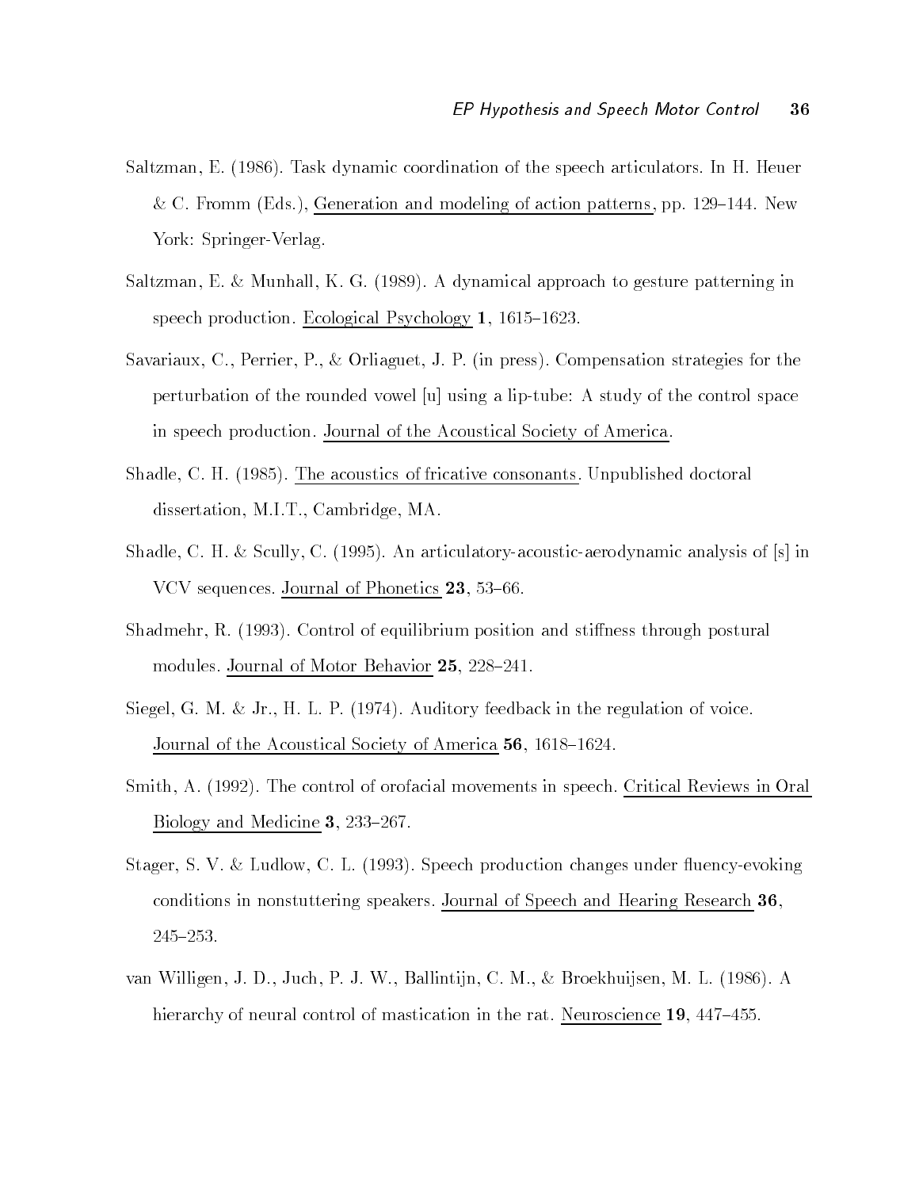Saltzman, E. (1986). Task dynamic coordination of the speech articulators. In H. Heuer & C. Fromm (Eds.), Generation and modeling of action patterns, pp. 129–144. New York: Springer-Verlag.

Saltzman, E. & Munhall, K. G. (1989). A dynamical approach to gesture patterning in speech production. Ecological Psychology **1**, 1615–1623.

Savariaux, C., Perrier, P., & Orliaguet, J. P. (in press). Compensation strategies for the perturbation of the rounded vowel [u] using a lip-tube: A study of the control space in speech production. Journal of the Acoustical Society of America.

Shadle, C. H. (1985). The acoustics of fricative consonants. Unpublished doctoral dissertation, M.I.T., Cambridge, MA.

Shadle, C. H. & Scully, C. (1995). An articulatory-acoustic-aerodynamic analysis of [s] in VCV sequences. Journal of Phonetics **23**, 53–66.

Shadmehr, R. (1993). Control of equilibrium position and stiffness through postural modules. Journal of Motor Behavior **25**, 228–241.

Siegel, G. M. & Jr., H. L. P. (1974). Auditory feedback in the regulation of voice. Journal of the Acoustical Society of America **56**, 1618–1624.

Smith, A. (1992). The control of orofacial movements in speech. Critical Reviews in Oral Biology and Medicine **3**, 233–267.

Stager, S. V. & Ludlow, C. L. (1993). Speech production changes under fluency-evoking conditions in nonstuttering speakers. Journal of Speech and Hearing Research **36**, 245–253.

van Willigen, J. D., Juch, P. J. W., Ballintijn, C. M., & Broekhuijsen, M. L. (1986). A hierarchy of neural control of mastication in the rat. Neuroscience **19**, 447–455.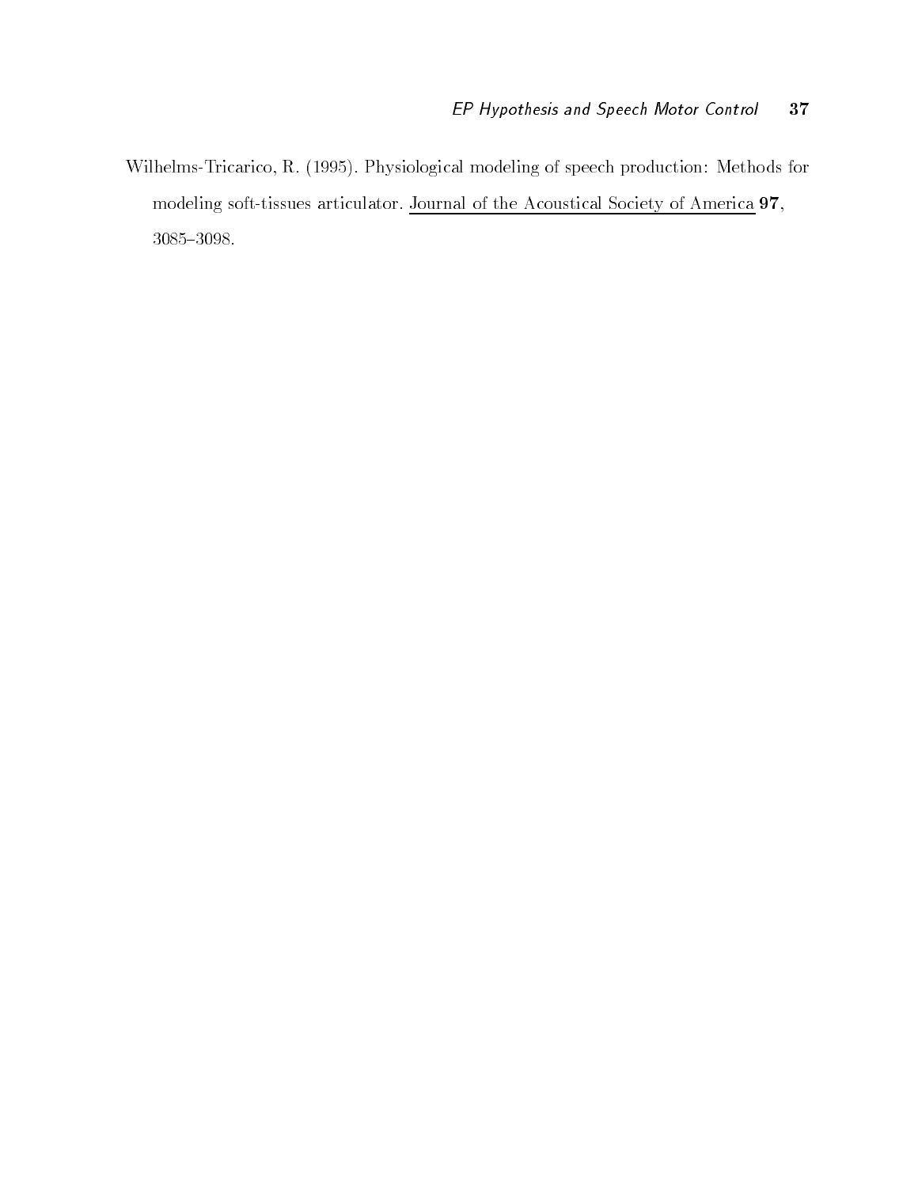Wilhelms-Tricarico, R. (1995). Physiological modeling of speech production: Methods for modeling soft-tissues articulator. Journal of the Acoustical Society of America **97**, 3085–3098.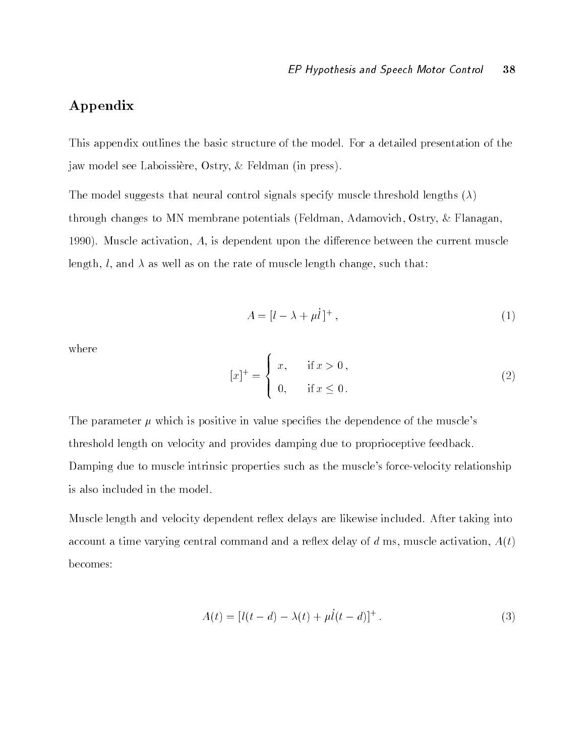## Appendix

This appendix outlines the basic structure of the model. For a detailed presentation of the jaw model see Laboissière, Ostry, & Feldman (in press).

The model suggests that neural control signals specify muscle threshold lengths ($\lambda$) through changes to MN membrane potentials (Feldman, Adamovich, Ostry, & Flanagan, 1990). Muscle activation, $A$, is dependent upon the difference between the current muscle length, $l$, and $\lambda$ as well as on the rate of muscle length change, such that:

$$A = [l - \lambda + \mu \dot{l}\,]^{+}\,, \tag{1}$$

where

$$[x]^{+} = \begin{cases} x, & \text{if } x > 0\,, \\ 0, & \text{if } x \leq 0\,. \end{cases} \tag{2}$$

The parameter $\mu$ which is positive in value specifies the dependence of the muscle's threshold length on velocity and provides damping due to proprioceptive feedback. Damping due to muscle intrinsic properties such as the muscle's force-velocity relationship is also included in the model.

Muscle length and velocity dependent reflex delays are likewise included. After taking into account a time varying central command and a reflex delay of $d$ ms, muscle activation, $A(t)$ becomes:

$$A(t) = [l(t-d) - \lambda(t) + \mu \dot{l}(t-d)]^{+}\,. \tag{3}$$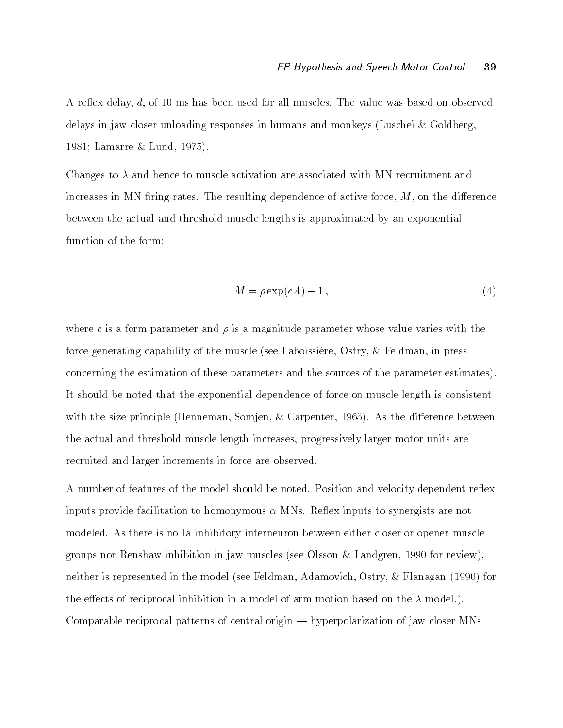A reflex delay, $d$, of 10 ms has been used for all muscles. The value was based on observed delays in jaw closer unloading responses in humans and monkeys (Luschei & Goldberg, 1981; Lamarre & Lund, 1975).

Changes to $\lambda$ and hence to muscle activation are associated with MN recruitment and increases in MN firing rates. The resulting dependence of active force, $M$, on the difference between the actual and threshold muscle lengths is approximated by an exponential function of the form:

$$M = \rho \exp(cA) - 1 \,, \tag{4}$$

where $c$ is a form parameter and $\rho$ is a magnitude parameter whose value varies with the force generating capability of the muscle (see Laboissière, Ostry, & Feldman, in press concerning the estimation of these parameters and the sources of the parameter estimates). It should be noted that the exponential dependence of force on muscle length is consistent with the size principle (Henneman, Somjen, & Carpenter, 1965). As the difference between the actual and threshold muscle length increases, progressively larger motor units are recruited and larger increments in force are observed.

A number of features of the model should be noted. Position and velocity dependent reflex inputs provide facilitation to homonymous $\alpha$ MNs. Reflex inputs to synergists are not modeled. As there is no Ia inhibitory interneuron between either closer or opener muscle groups nor Renshaw inhibition in jaw muscles (see Olsson & Landgren, 1990 for review), neither is represented in the model (see Feldman, Adamovich, Ostry, & Flanagan (1990) for the effects of reciprocal inhibition in a model of arm motion based on the $\lambda$ model.). Comparable reciprocal patterns of central origin — hyperpolarization of jaw closer MNs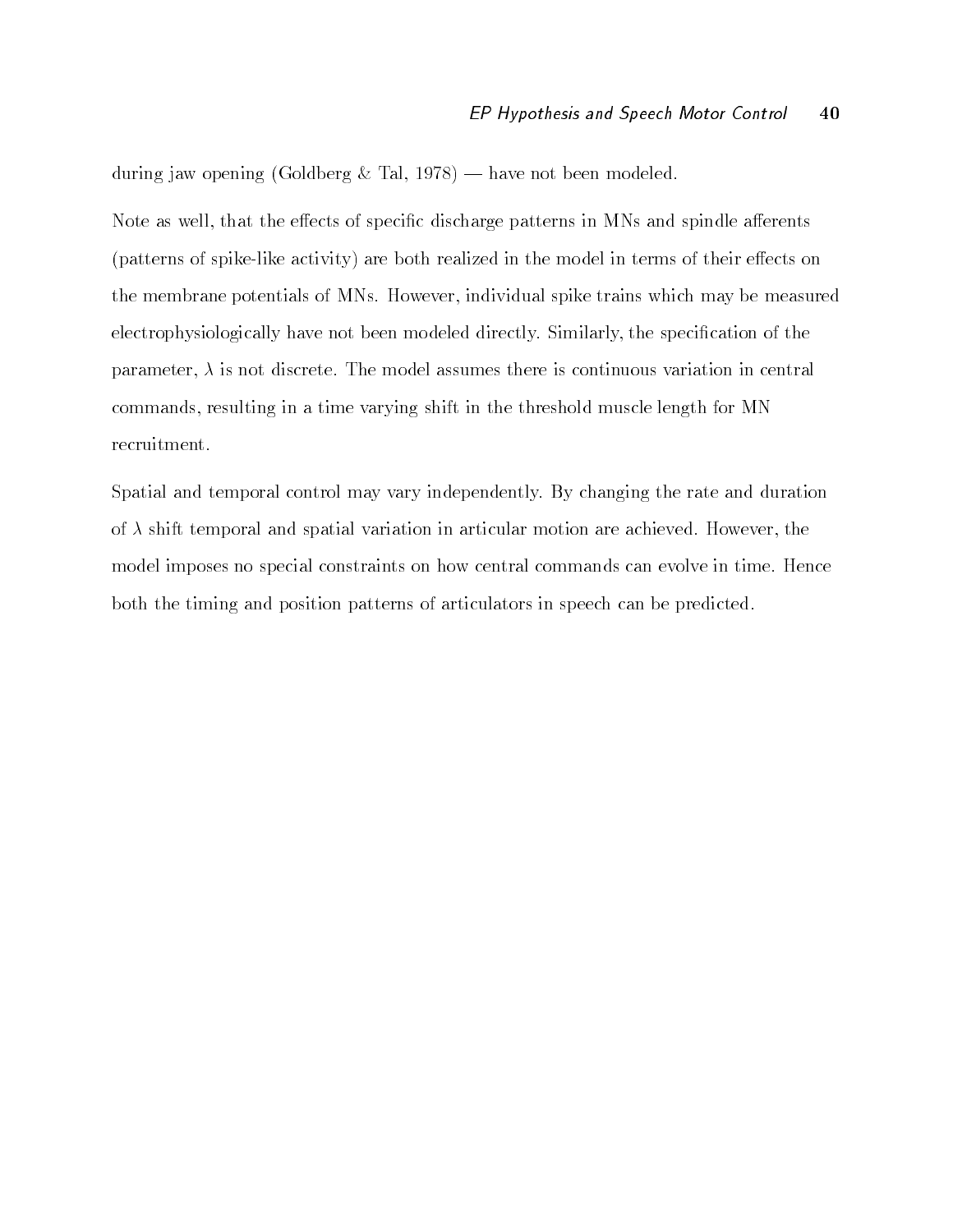during jaw opening (Goldberg & Tal, 1978) — have not been modeled.

Note as well, that the effects of specific discharge patterns in MNs and spindle afferents (patterns of spike-like activity) are both realized in the model in terms of their effects on the membrane potentials of MNs. However, individual spike trains which may be measured electrophysiologically have not been modeled directly. Similarly, the specification of the parameter, $\lambda$ is not discrete. The model assumes there is continuous variation in central commands, resulting in a time varying shift in the threshold muscle length for MN recruitment.

Spatial and temporal control may vary independently. By changing the rate and duration of $\lambda$ shift temporal and spatial variation in articular motion are achieved. However, the model imposes no special constraints on how central commands can evolve in time. Hence both the timing and position patterns of articulators in speech can be predicted.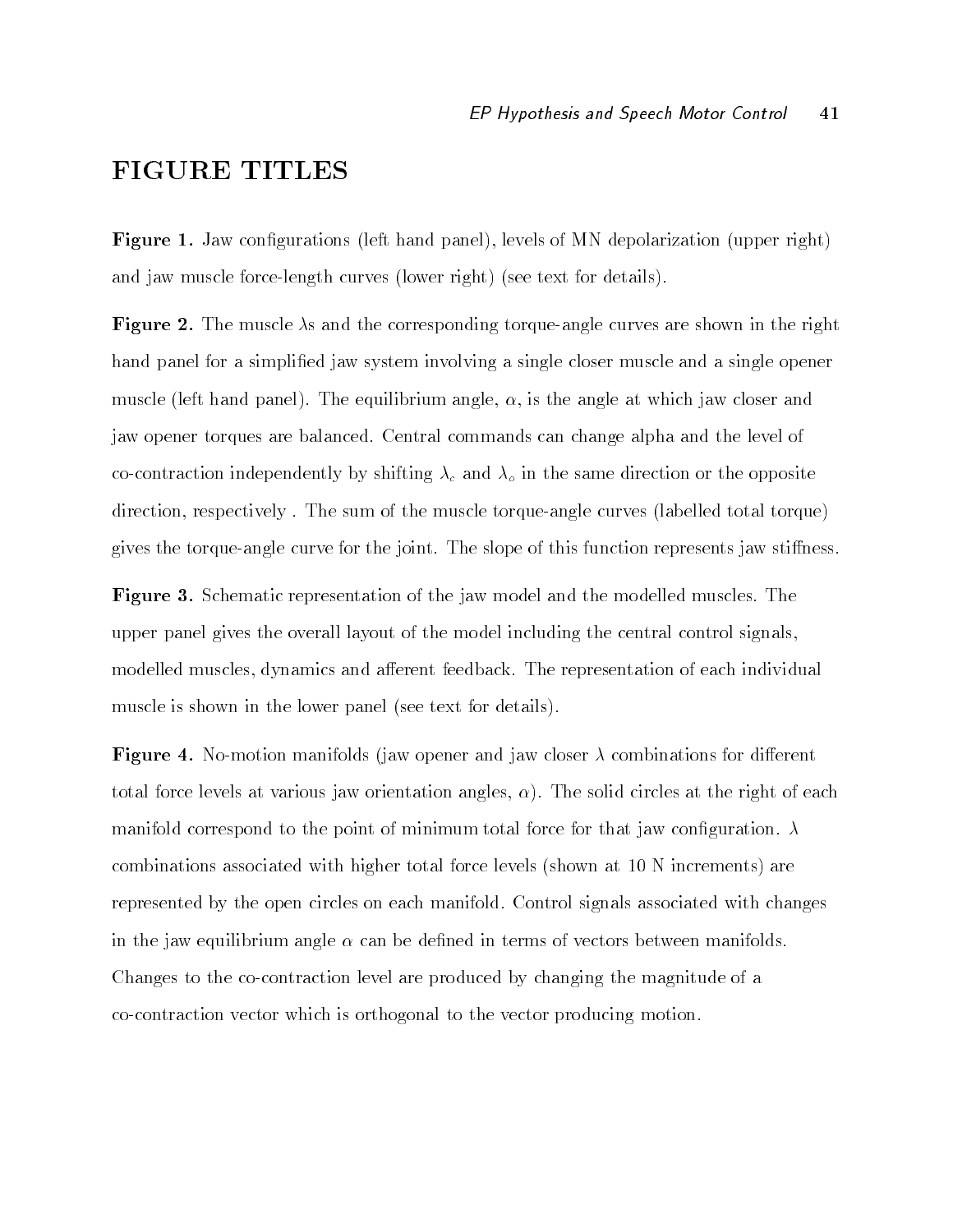# FIGURE TITLES

**Figure 1.** Jaw configurations (left hand panel), levels of MN depolarization (upper right) and jaw muscle force-length curves (lower right) (see text for details).

**Figure 2.** The muscle $\lambda$s and the corresponding torque-angle curves are shown in the right hand panel for a simplified jaw system involving a single closer muscle and a single opener muscle (left hand panel). The equilibrium angle, $\alpha$, is the angle at which jaw closer and jaw opener torques are balanced. Central commands can change alpha and the level of co-contraction independently by shifting $\lambda_c$ and $\lambda_o$ in the same direction or the opposite direction, respectively . The sum of the muscle torque-angle curves (labelled total torque) gives the torque-angle curve for the joint. The slope of this function represents jaw stiffness.

**Figure 3.** Schematic representation of the jaw model and the modelled muscles. The upper panel gives the overall layout of the model including the central control signals, modelled muscles, dynamics and afferent feedback. The representation of each individual muscle is shown in the lower panel (see text for details).

**Figure 4.** No-motion manifolds (jaw opener and jaw closer $\lambda$ combinations for different total force levels at various jaw orientation angles, $\alpha$). The solid circles at the right of each manifold correspond to the point of minimum total force for that jaw configuration. $\lambda$ combinations associated with higher total force levels (shown at 10 N increments) are represented by the open circles on each manifold. Control signals associated with changes in the jaw equilibrium angle $\alpha$ can be defined in terms of vectors between manifolds. Changes to the co-contraction level are produced by changing the magnitude of a co-contraction vector which is orthogonal to the vector producing motion.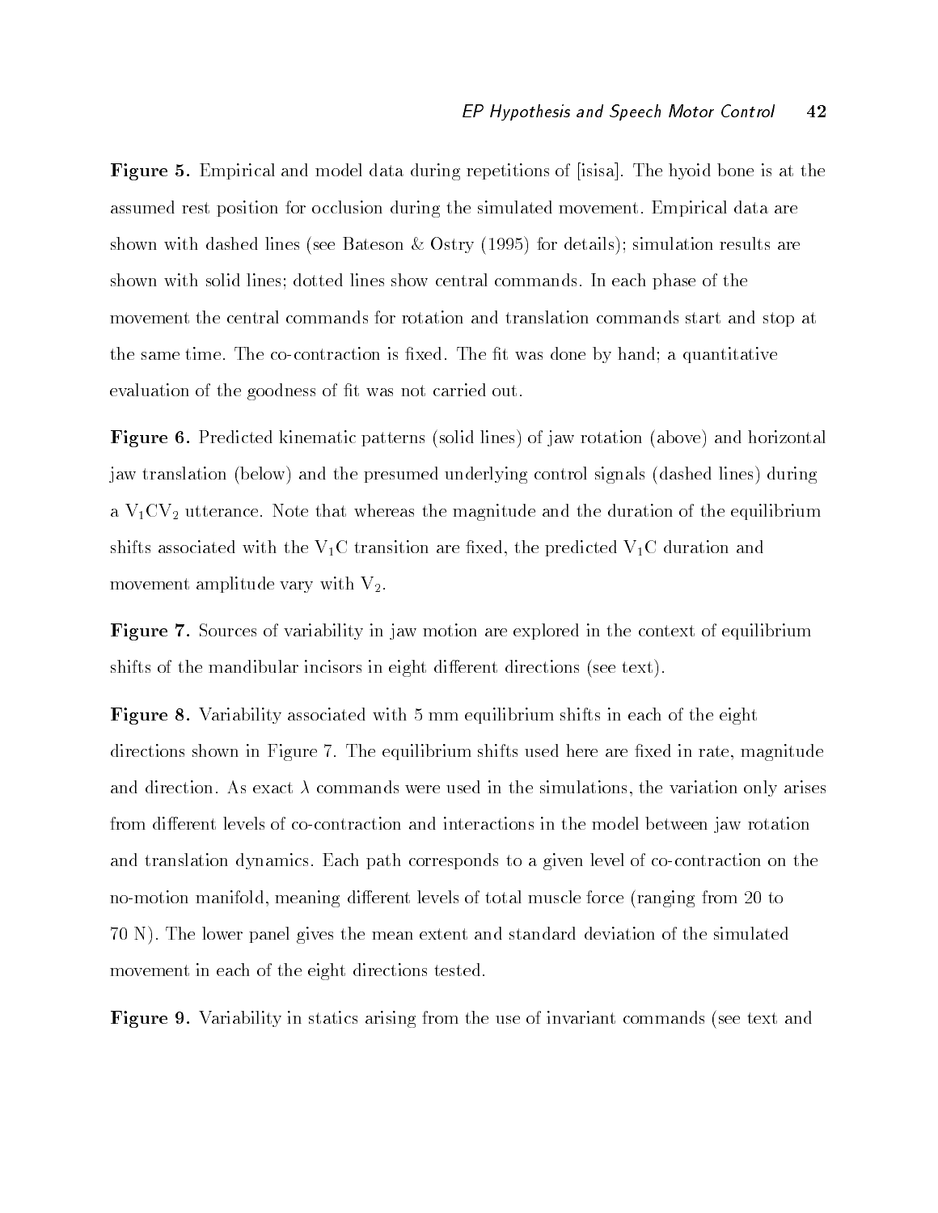**Figure 5.** Empirical and model data during repetitions of [isisa]. The hyoid bone is at the assumed rest position for occlusion during the simulated movement. Empirical data are shown with dashed lines (see Bateson & Ostry (1995) for details); simulation results are shown with solid lines; dotted lines show central commands. In each phase of the movement the central commands for rotation and translation commands start and stop at the same time. The co-contraction is fixed. The fit was done by hand; a quantitative evaluation of the goodness of fit was not carried out.

**Figure 6.** Predicted kinematic patterns (solid lines) of jaw rotation (above) and horizontal jaw translation (below) and the presumed underlying control signals (dashed lines) during a $V_1CV_2$ utterance. Note that whereas the magnitude and the duration of the equilibrium shifts associated with the $V_1C$ transition are fixed, the predicted $V_1C$ duration and movement amplitude vary with $V_2$.

**Figure 7.** Sources of variability in jaw motion are explored in the context of equilibrium shifts of the mandibular incisors in eight different directions (see text).

**Figure 8.** Variability associated with 5 mm equilibrium shifts in each of the eight directions shown in Figure 7. The equilibrium shifts used here are fixed in rate, magnitude and direction. As exact $\lambda$ commands were used in the simulations, the variation only arises from different levels of co-contraction and interactions in the model between jaw rotation and translation dynamics. Each path corresponds to a given level of co-contraction on the no-motion manifold, meaning different levels of total muscle force (ranging from 20 to 70 N). The lower panel gives the mean extent and standard deviation of the simulated movement in each of the eight directions tested.

**Figure 9.** Variability in statics arising from the use of invariant commands (see text and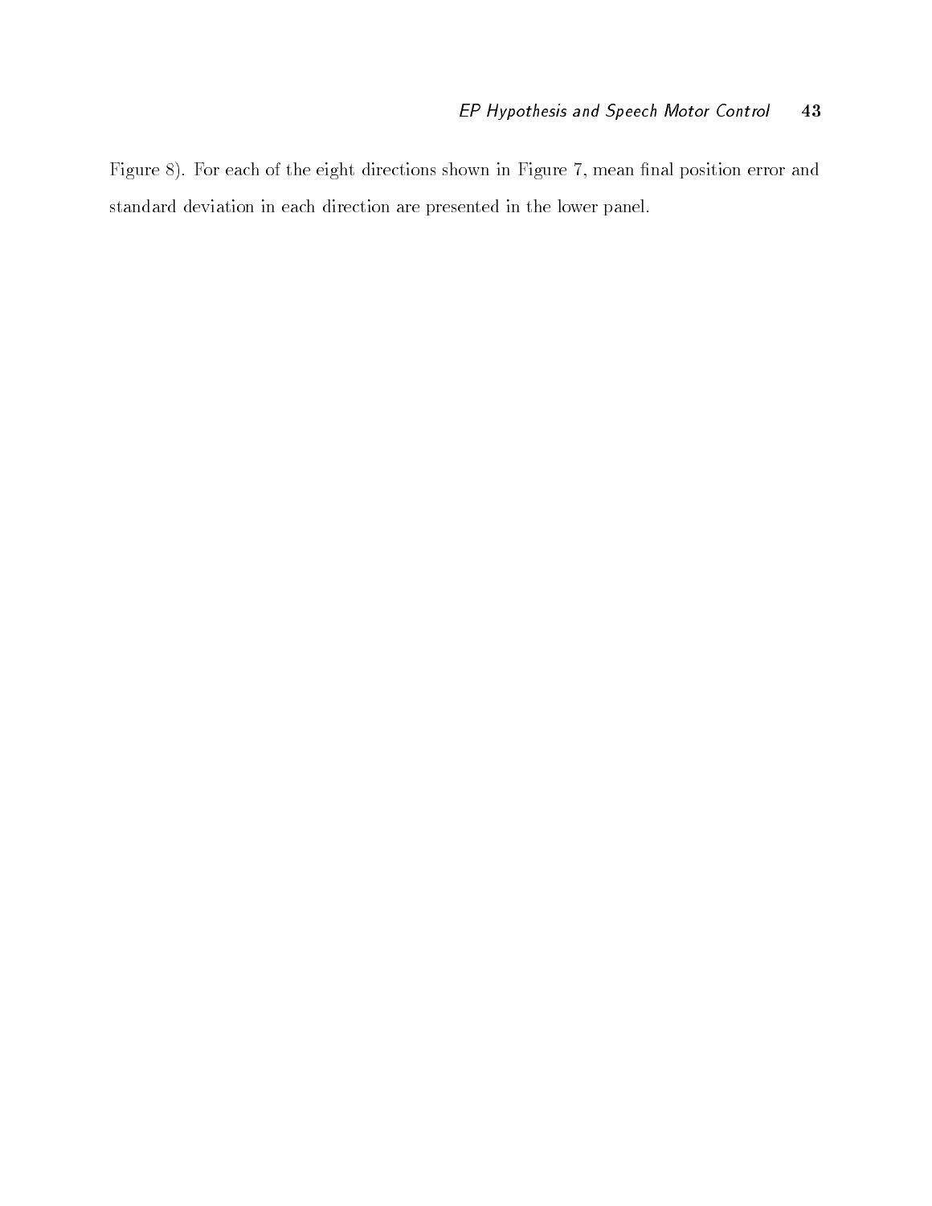Figure 8). For each of the eight directions shown in Figure 7, mean final position error and standard deviation in each direction are presented in the lower panel.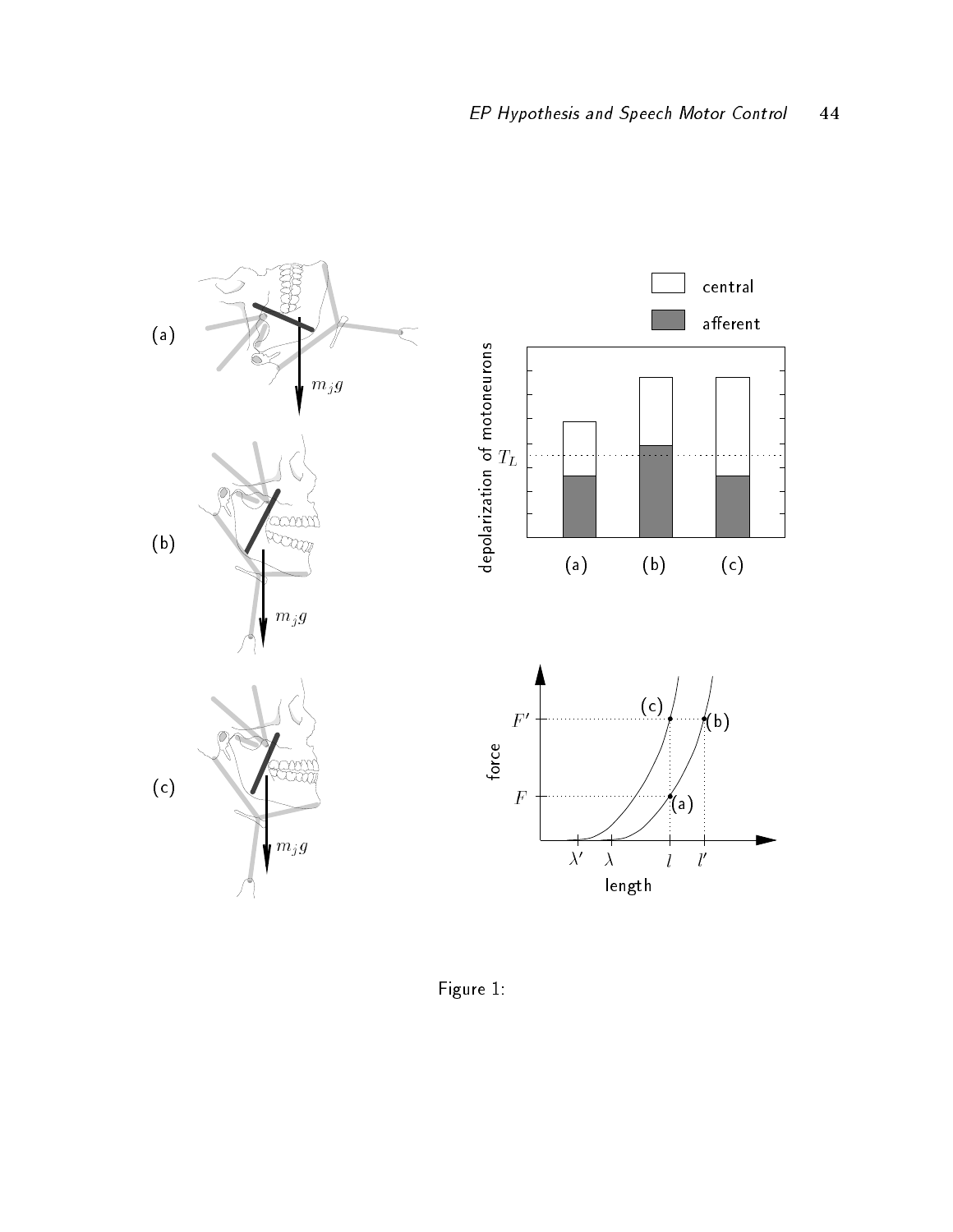Figure 1: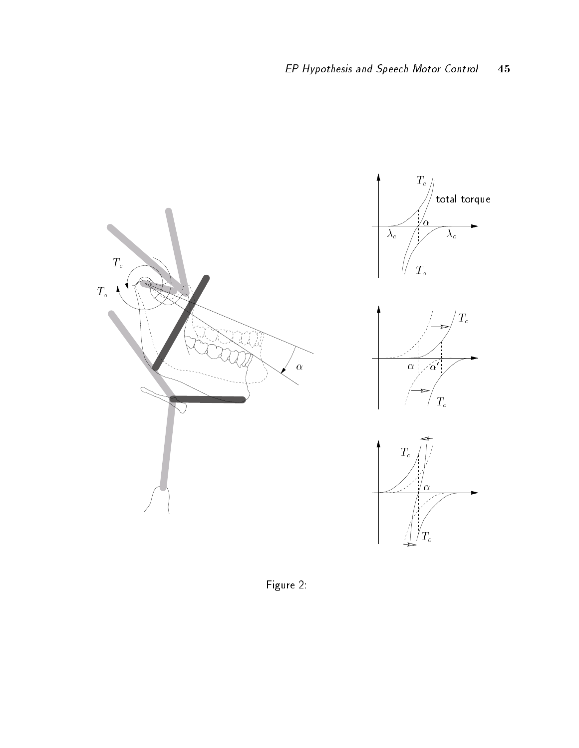Figure 2: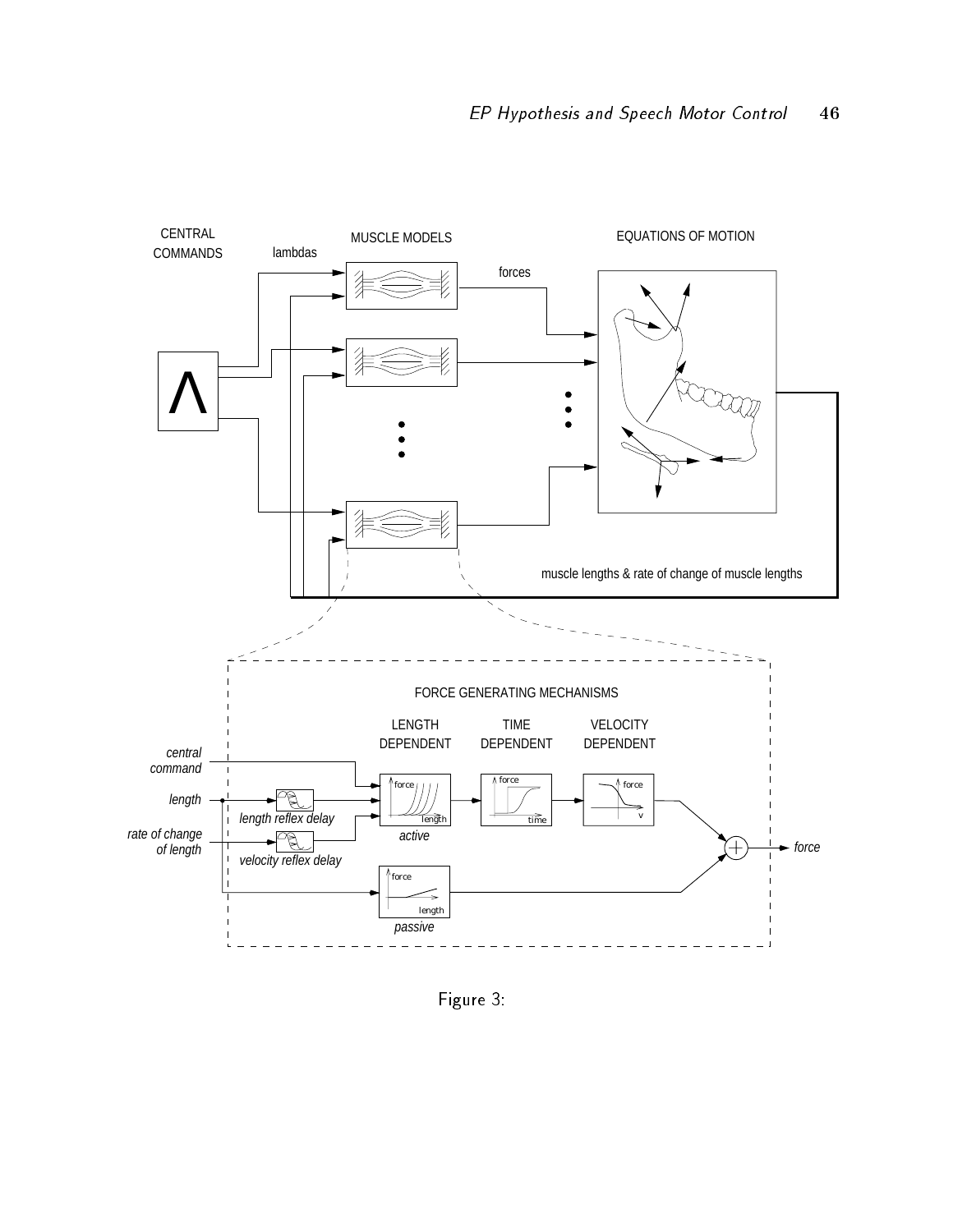Figure 3: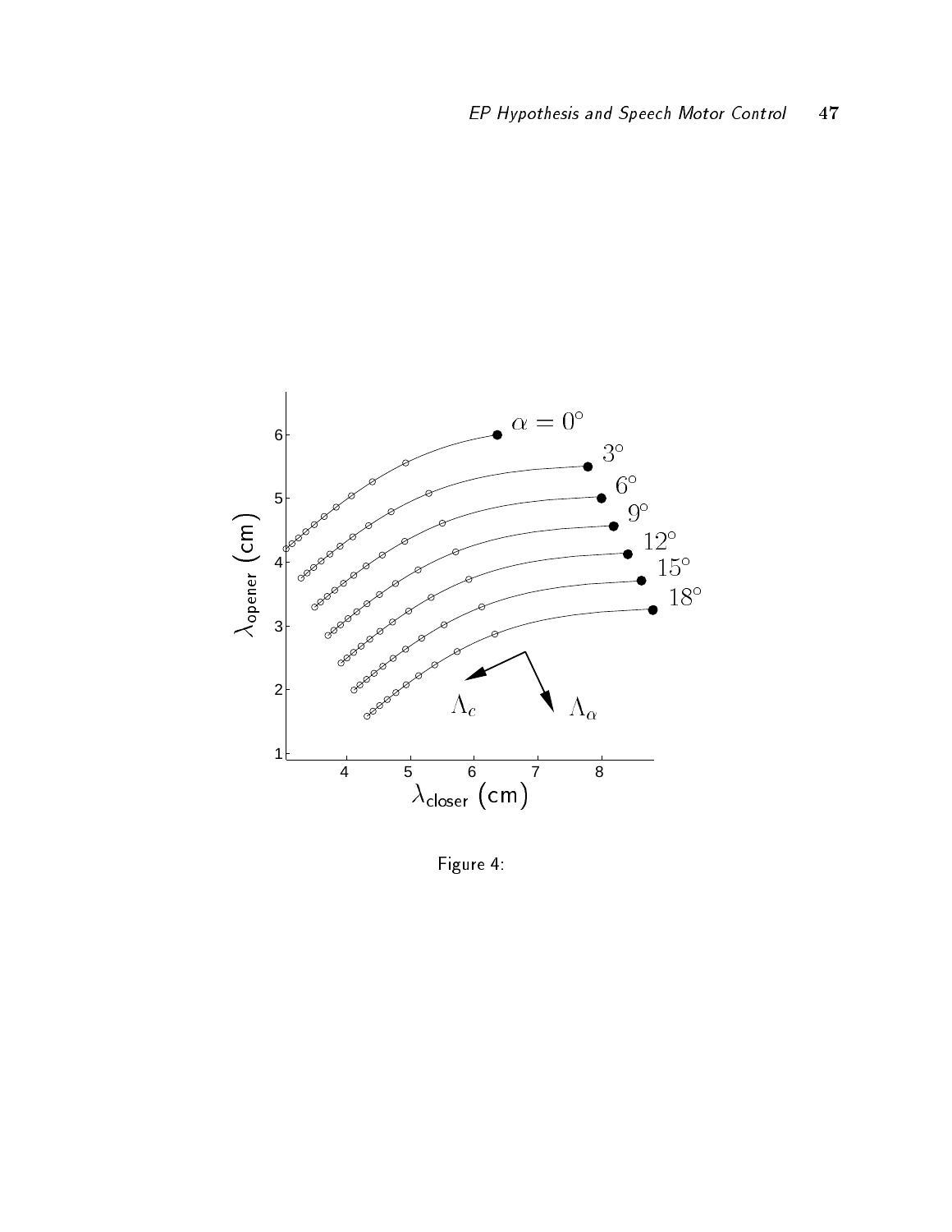Figure 4: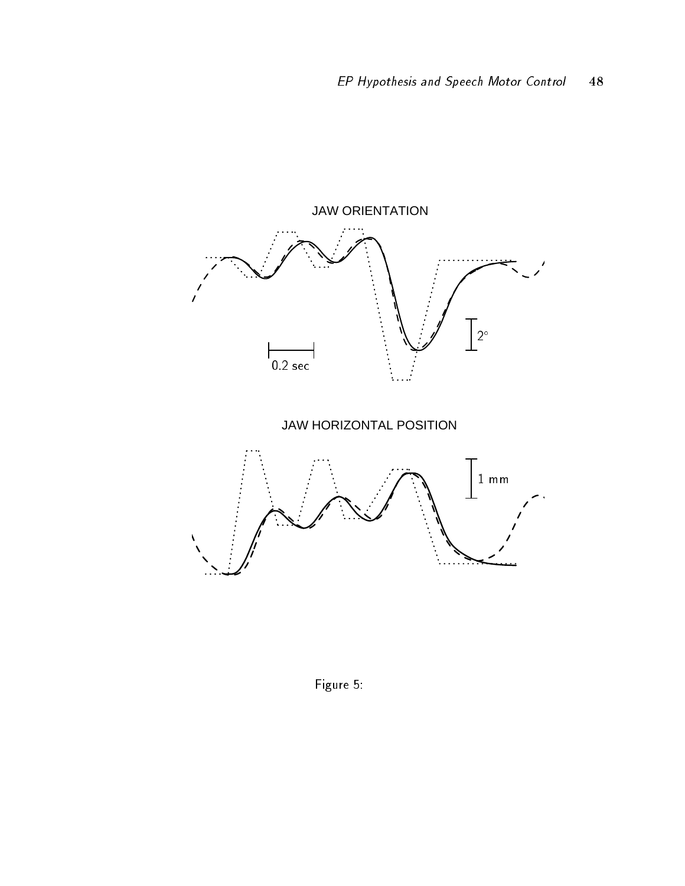JAW ORIENTATION

2°

0.2 sec

JAW HORIZONTAL POSITION

1 mm

Figure 5: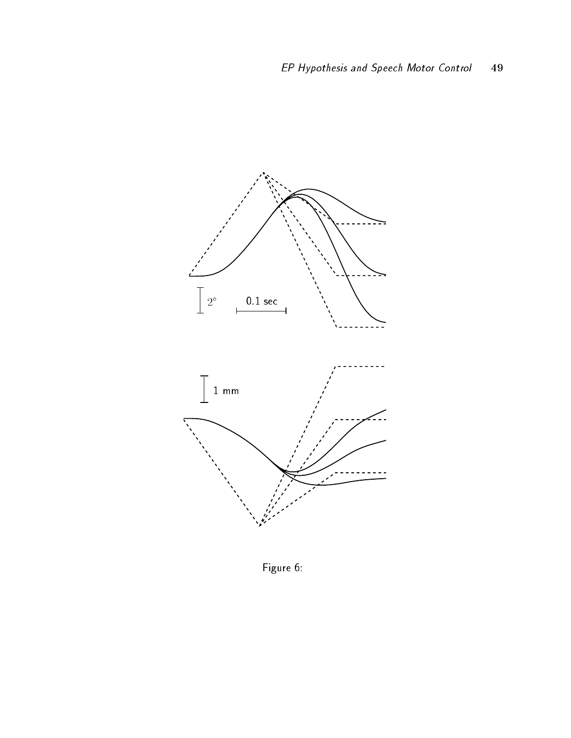Figure 6: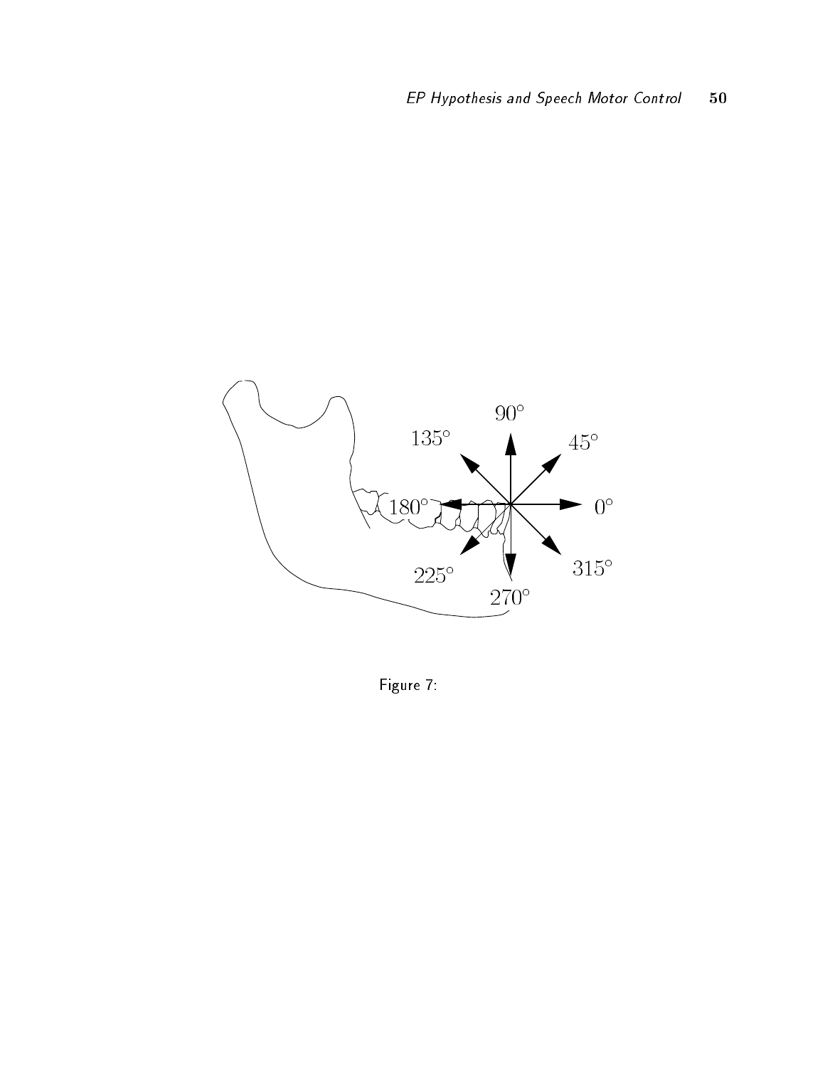Figure 7: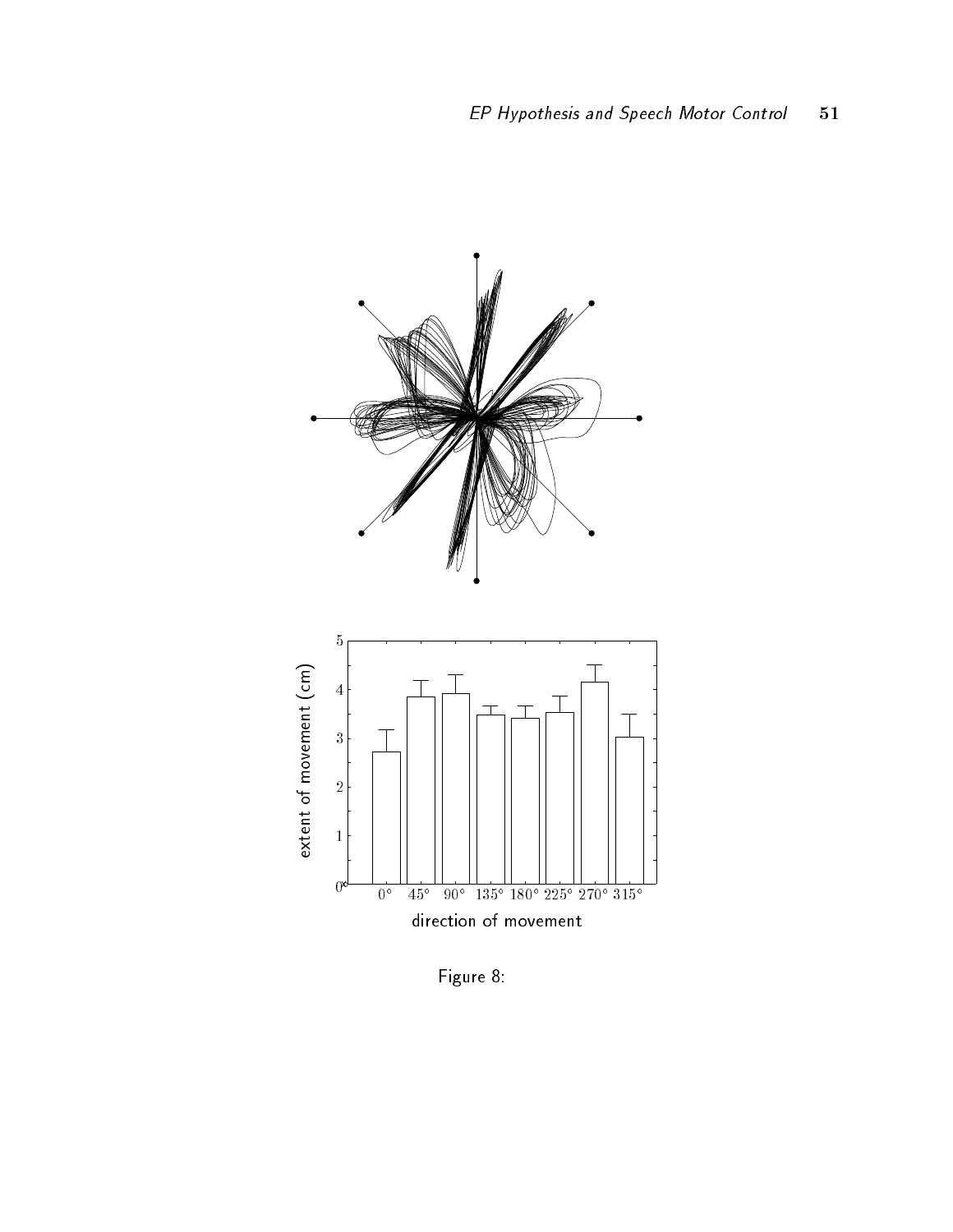Figure 8: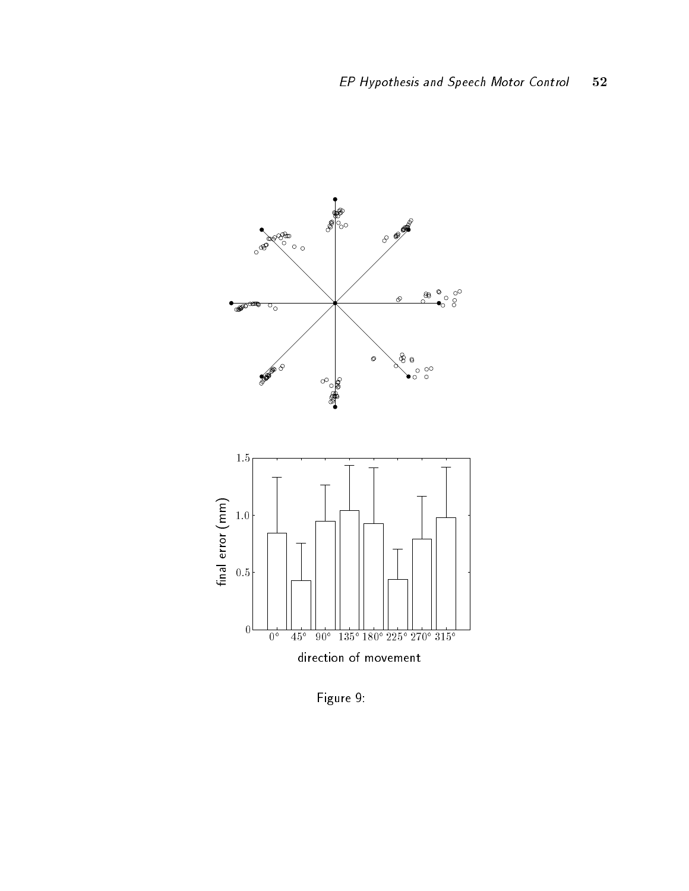1.5

1.0

0.5

0

final error (mm)

0° 45° 90° 135° 180° 225° 270° 315°

direction of movement

Figure 9: